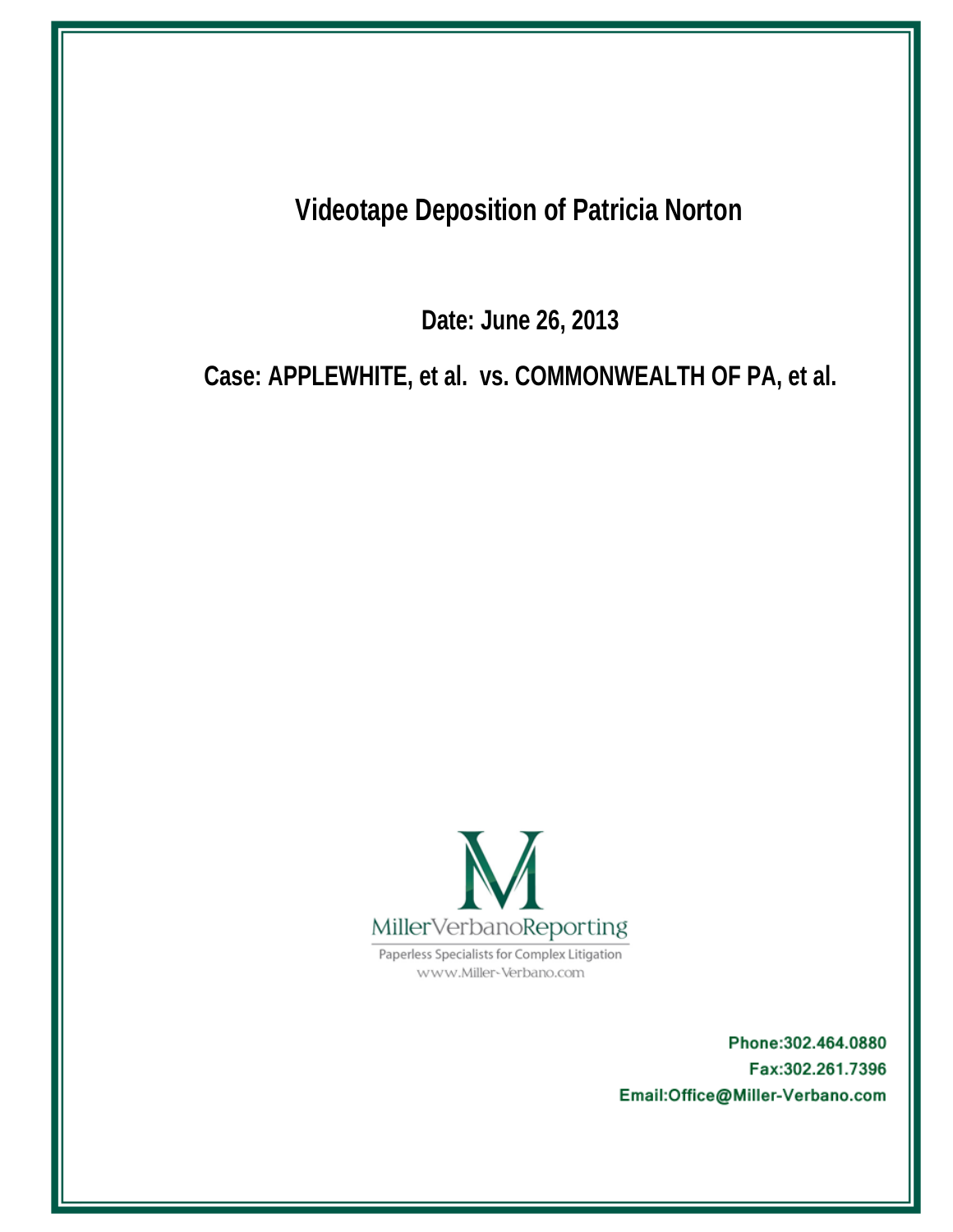# Videotape Deposition of Patricia Norton

**Date: June 26, 2013**

**Case: APPLEWHITE, et al. vs. COMMONWEALTH OF PA, et al.**

MillerVerbanoReporting

Paperless Specialists for Complex Litigation

www.Miller-Verbano.com

**Phone:302.464.0880**

**Fax:302.261.7396**

**Email:Office@Miller-Verbano.com**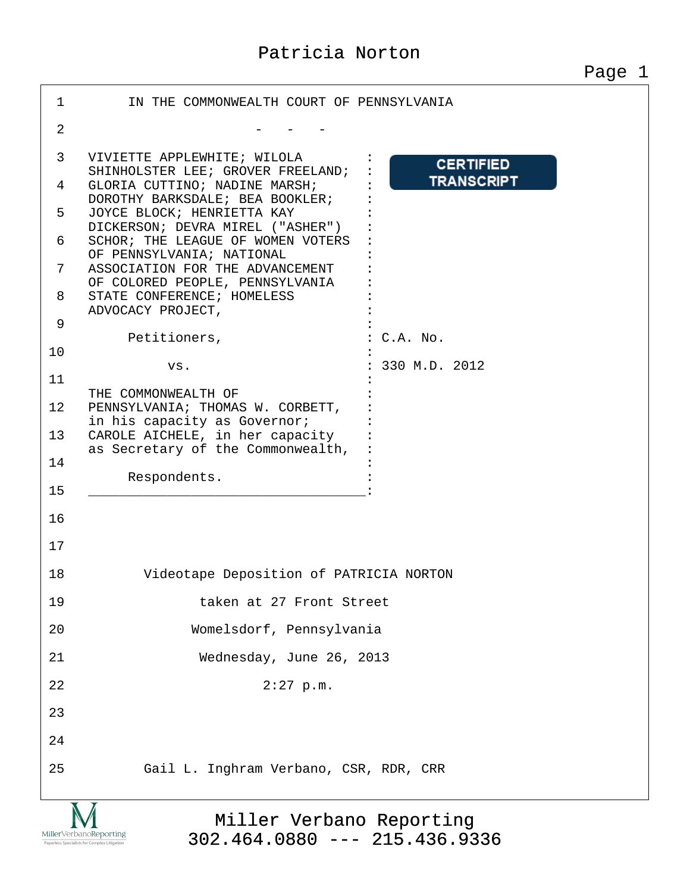IN THE COMMONWEALTH COURT OF PENNSYLVANIA

\- - -

CERTIFIED TRANSCRIPT

VIVIETTE APPLEWHITE; WILOLA SHINHOLSTER LEE; GROVER FREELAND; GLORIA CUTTINO; NADINE MARSH; DOROTHY BARKSDALE; BEA BOOKLER; JOYCE BLOCK; HENRIETTA KAY DICKERSON; DEVRA MIREL ("ASHER") SCHOR; THE LEAGUE OF WOMEN VOTERS OF PENNSYLVANIA; NATIONAL ASSOCIATION FOR THE ADVANCEMENT OF COLORED PEOPLE, PENNSYLVANIA STATE CONFERENCE; HOMELESS ADVOCACY PROJECT,

Petitioners,

vs.

THE COMMONWEALTH OF PENNSYLVANIA; THOMAS W. CORBETT, in his capacity as Governor; CAROLE AICHELE, in her capacity as Secretary of the Commonwealth,

Respondents.

C.A. No. 330 M.D. 2012

Videotape Deposition of PATRICIA NORTON

taken at 27 Front Street

Womelsdorf, Pennsylvania

Wednesday, June 26, 2013

2:27 p.m.

Gail L. Inghram Verbano, CSR, RDR, CRR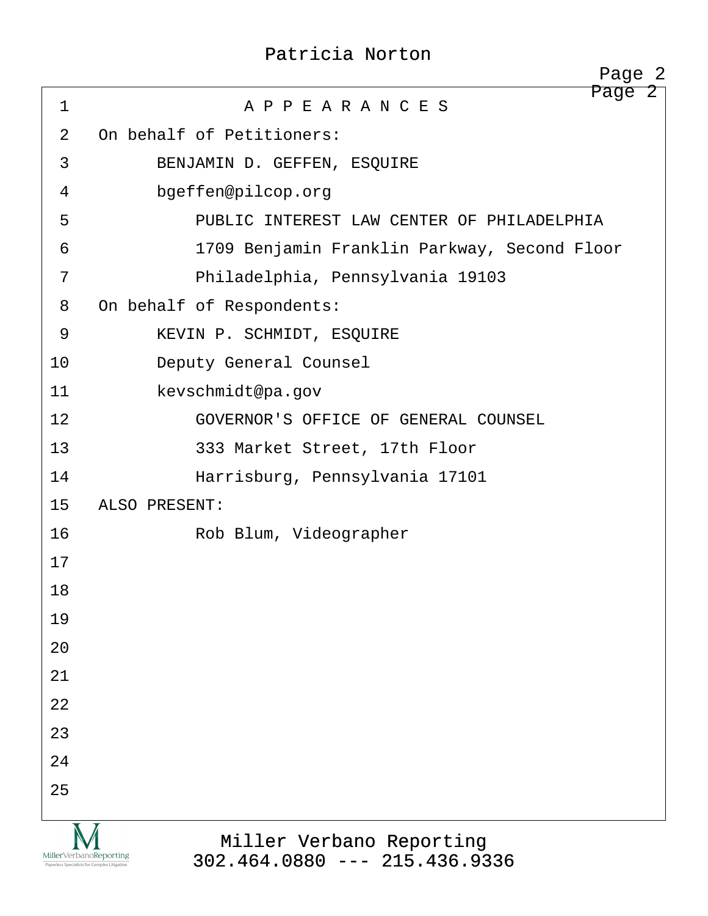# A P P E A R A N C E S

On behalf of Petitioners:

BENJAMIN D. GEFFEN, ESQUIRE
bgeffen@pilcop.org
PUBLIC INTEREST LAW CENTER OF PHILADELPHIA
1709 Benjamin Franklin Parkway, Second Floor
Philadelphia, Pennsylvania 19103

On behalf of Respondents:

KEVIN P. SCHMIDT, ESQUIRE
Deputy General Counsel
kevschmidt@pa.gov
GOVERNOR'S OFFICE OF GENERAL COUNSEL
333 Market Street, 17th Floor
Harrisburg, Pennsylvania 17101

ALSO PRESENT:

Rob Blum, Videographer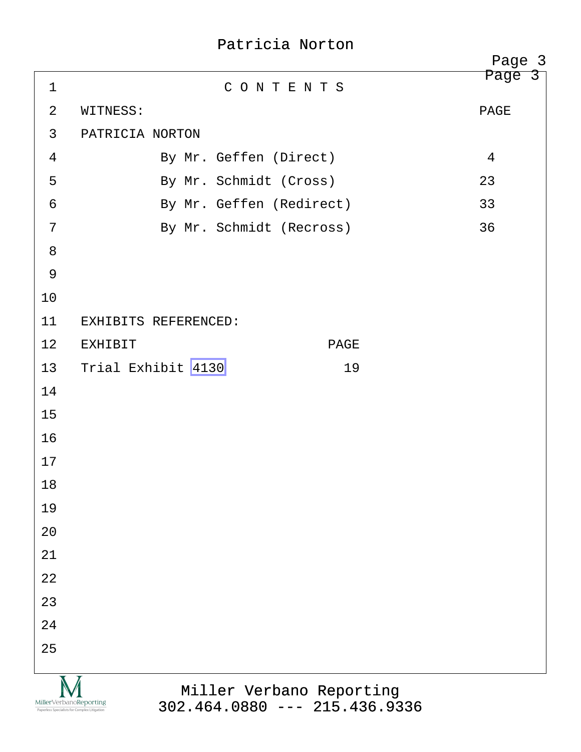# C O N T E N T S

| WITNESS: | PAGE |
|---|---|
| PATRICIA NORTON | |
| By Mr. Geffen (Direct) | 4 |
| By Mr. Schmidt (Cross) | 23 |
| By Mr. Geffen (Redirect) | 33 |
| By Mr. Schmidt (Recross) | 36 |

EXHIBITS REFERENCED:

| EXHIBIT | PAGE |
|---|---|
| Trial Exhibit 4130 | 19 |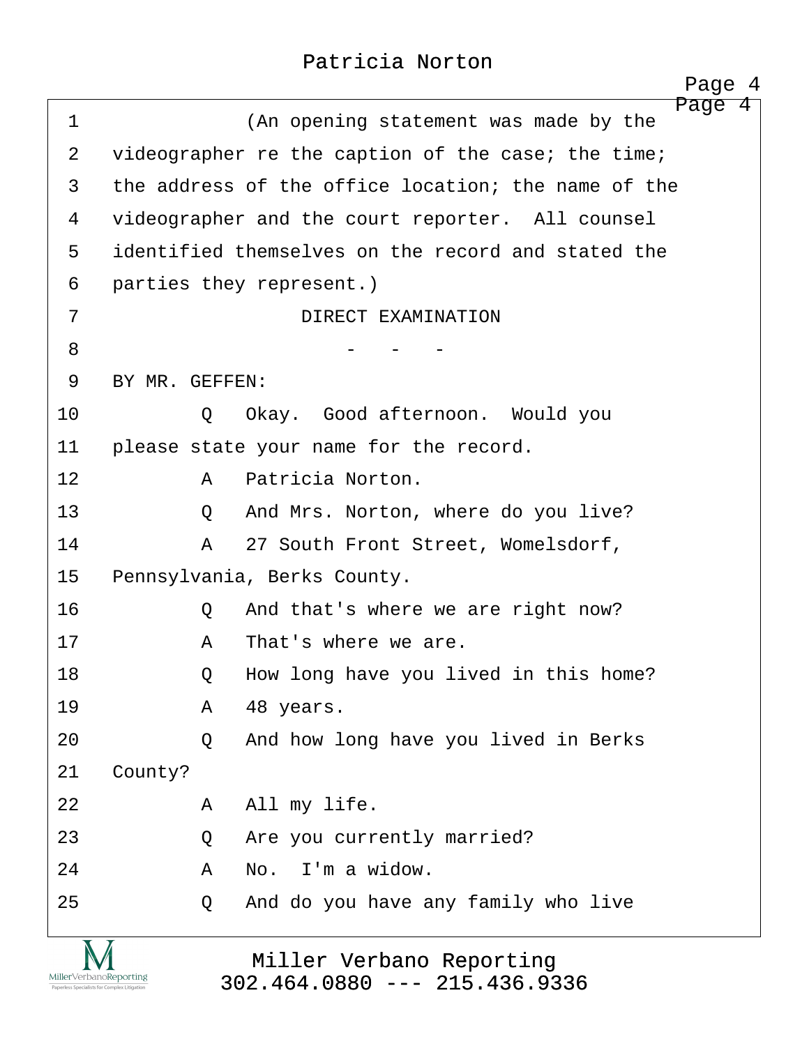1 (An opening statement was made by the
2 videographer re the caption of the case; the time;
3 the address of the office location; the name of the
4 videographer and the court reporter. All counsel
5 identified themselves on the record and stated the
6 parties they represent.)

7 DIRECT EXAMINATION

8 - - -

9 BY MR. GEFFEN:

10 Q Okay. Good afternoon. Would you
11 please state your name for the record.
12 A Patricia Norton.
13 Q And Mrs. Norton, where do you live?
14 A 27 South Front Street, Womelsdorf,
15 Pennsylvania, Berks County.
16 Q And that's where we are right now?
17 A That's where we are.
18 Q How long have you lived in this home?
19 A 48 years.
20 Q And how long have you lived in Berks
21 County?
22 A All my life.
23 Q Are you currently married?
24 A No. I'm a widow.
25 Q And do you have any family who live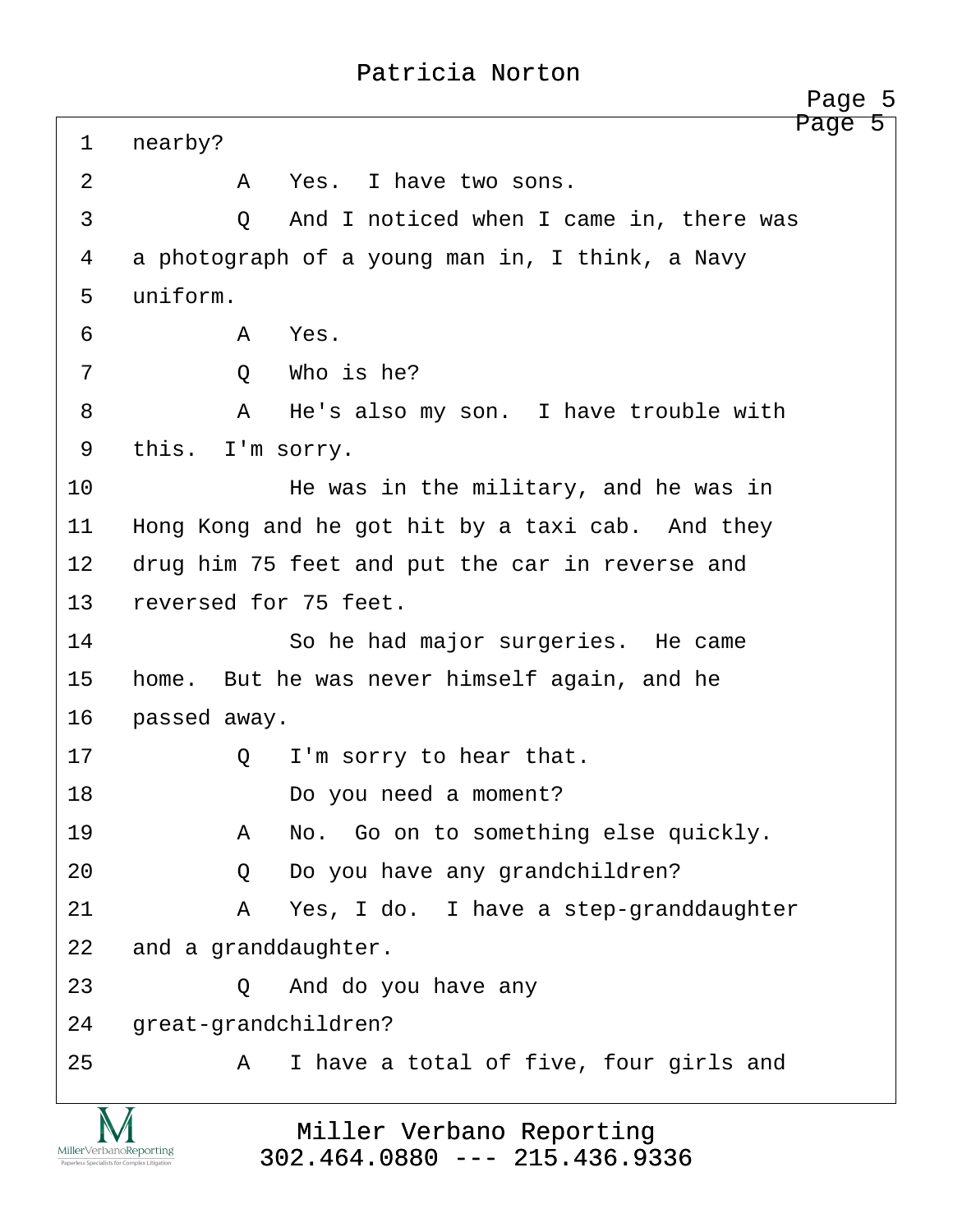1 nearby?

2 A Yes. I have two sons.

3 Q And I noticed when I came in, there was

4 a photograph of a young man in, I think, a Navy

5 uniform.

6 A Yes.

7 Q Who is he?

8 A He's also my son. I have trouble with

9 this. I'm sorry.

10 He was in the military, and he was in

11 Hong Kong and he got hit by a taxi cab. And they

12 drug him 75 feet and put the car in reverse and

13 reversed for 75 feet.

14 So he had major surgeries. He came

15 home. But he was never himself again, and he

16 passed away.

17 Q I'm sorry to hear that.

18 Do you need a moment?

19 A No. Go on to something else quickly.

20 Q Do you have any grandchildren?

21 A Yes, I do. I have a step-granddaughter

22 and a granddaughter.

23 Q And do you have any

24 great-grandchildren?

25 A I have a total of five, four girls and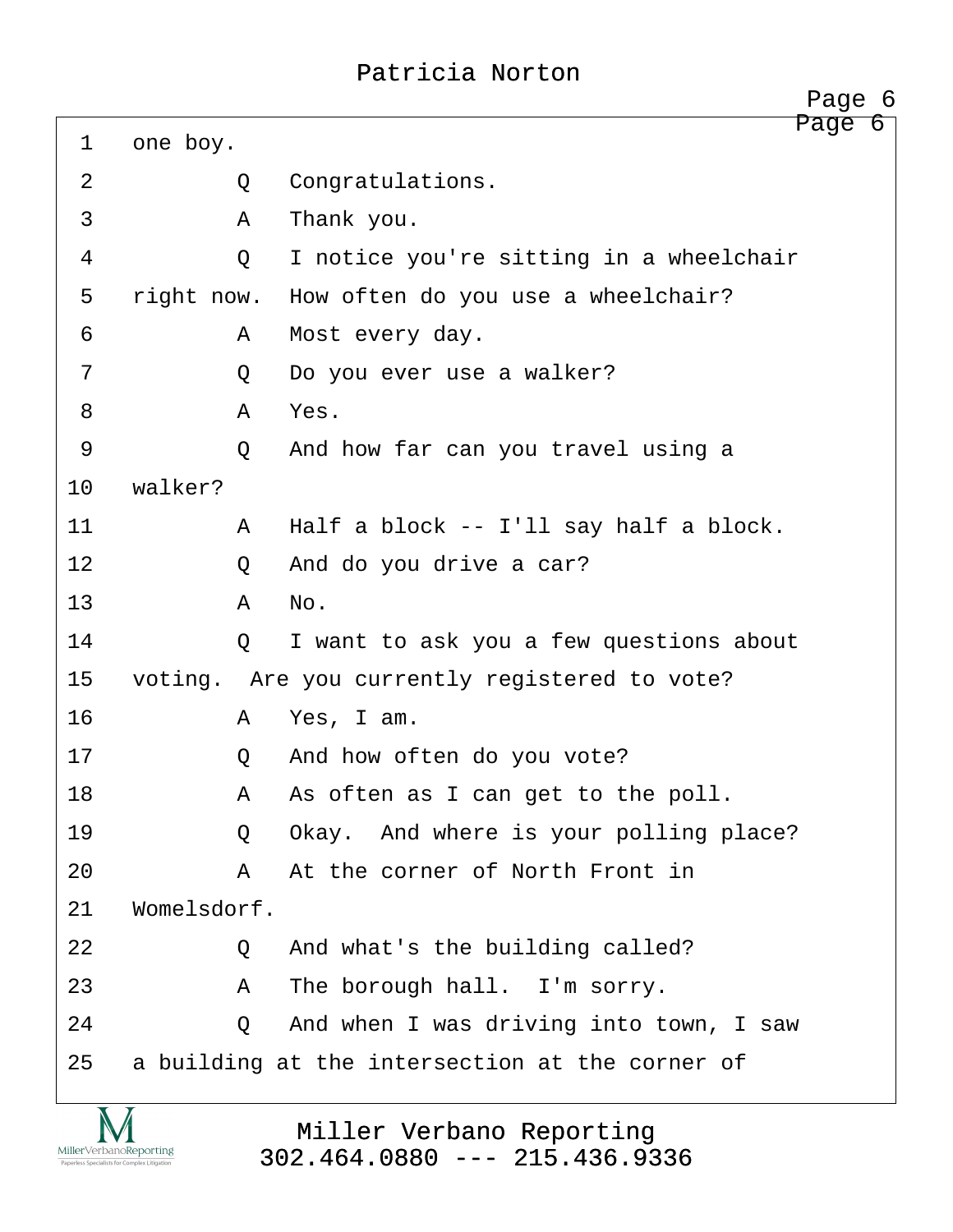1 one boy.

2 Q Congratulations.

3 A Thank you.

4 Q I notice you're sitting in a wheelchair

5 right now. How often do you use a wheelchair?

6 A Most every day.

7 Q Do you ever use a walker?

8 A Yes.

9 Q And how far can you travel using a

10 walker?

11 A Half a block -- I'll say half a block.

12 Q And do you drive a car?

13 A No.

14 Q I want to ask you a few questions about

15 voting. Are you currently registered to vote?

16 A Yes, I am.

17 Q And how often do you vote?

18 A As often as I can get to the poll.

19 Q Okay. And where is your polling place?

20 A At the corner of North Front in

21 Womelsdorf.

22 Q And what's the building called?

23 A The borough hall. I'm sorry.

24 Q And when I was driving into town, I saw

25 a building at the intersection at the corner of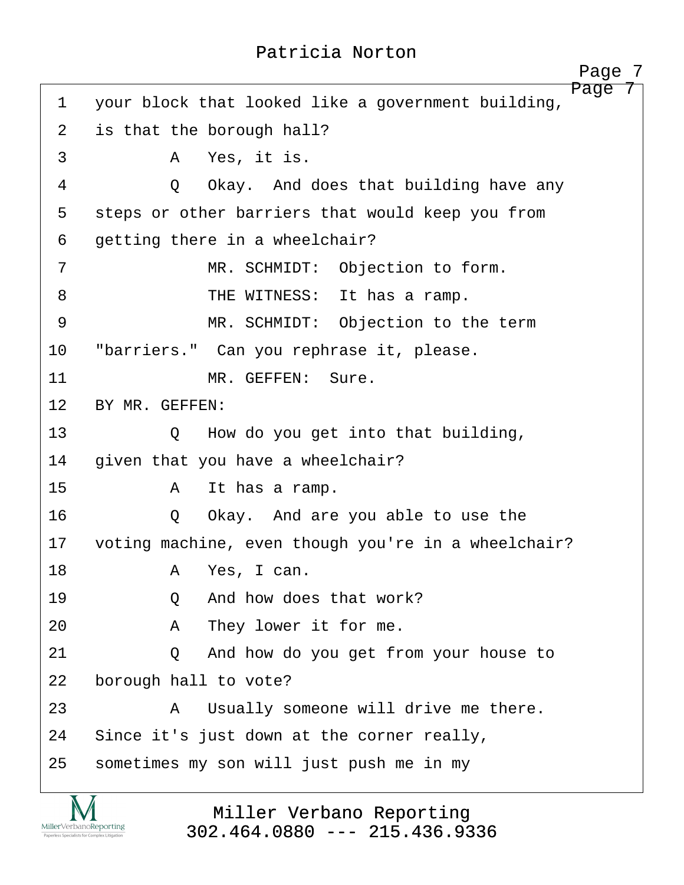1 your block that looked like a government building,
2 is that the borough hall?
3 A Yes, it is.
4 Q Okay. And does that building have any
5 steps or other barriers that would keep you from
6 getting there in a wheelchair?
7 MR. SCHMIDT: Objection to form.
8 THE WITNESS: It has a ramp.
9 MR. SCHMIDT: Objection to the term
10 "barriers." Can you rephrase it, please.
11 MR. GEFFEN: Sure.
12 BY MR. GEFFEN:
13 Q How do you get into that building,
14 given that you have a wheelchair?
15 A It has a ramp.
16 Q Okay. And are you able to use the
17 voting machine, even though you're in a wheelchair?
18 A Yes, I can.
19 Q And how does that work?
20 A They lower it for me.
21 Q And how do you get from your house to
22 borough hall to vote?
23 A Usually someone will drive me there.
24 Since it's just down at the corner really,
25 sometimes my son will just push me in my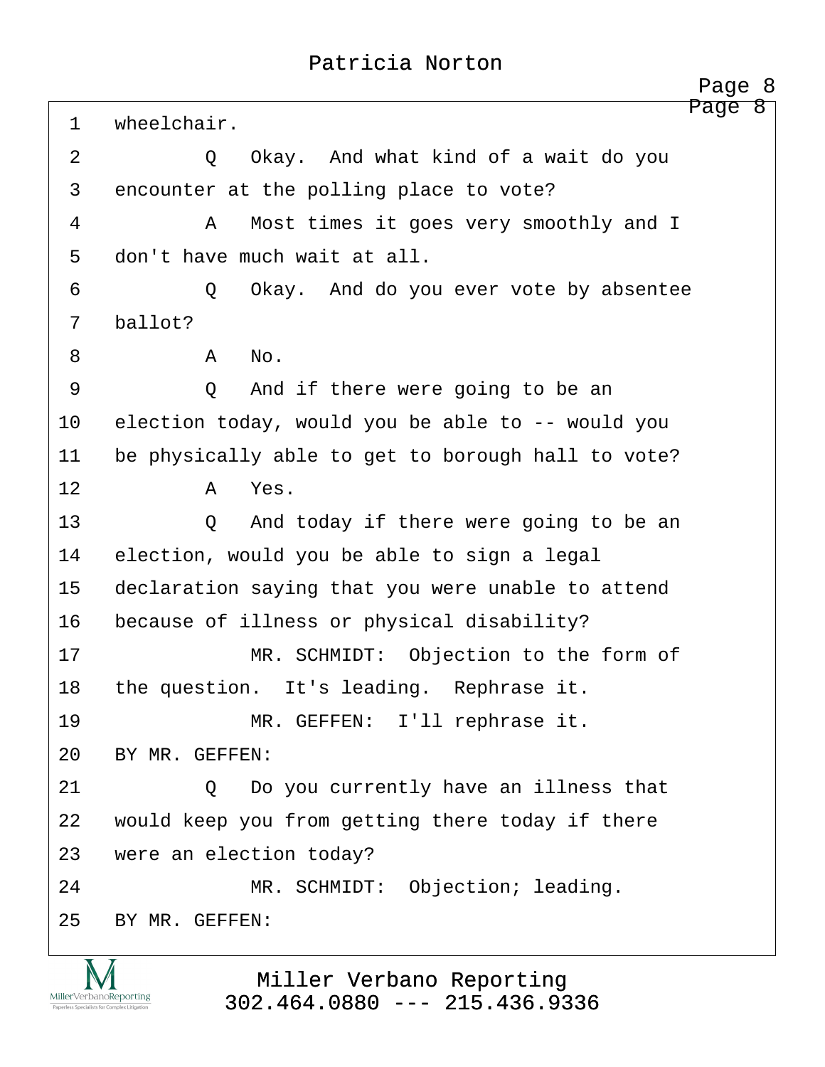1 wheelchair.

2 Q Okay. And what kind of a wait do you

3 encounter at the polling place to vote?

4 A Most times it goes very smoothly and I

5 don't have much wait at all.

6 Q Okay. And do you ever vote by absentee

7 ballot?

8 A No.

9 Q And if there were going to be an

10 election today, would you be able to -- would you

11 be physically able to get to borough hall to vote?

12 A Yes.

13 Q And today if there were going to be an

14 election, would you be able to sign a legal

15 declaration saying that you were unable to attend

16 because of illness or physical disability?

17 MR. SCHMIDT: Objection to the form of

18 the question. It's leading. Rephrase it.

19 MR. GEFFEN: I'll rephrase it.

20 BY MR. GEFFEN:

21 Q Do you currently have an illness that

22 would keep you from getting there today if there

23 were an election today?

24 MR. SCHMIDT: Objection; leading.

25 BY MR. GEFFEN: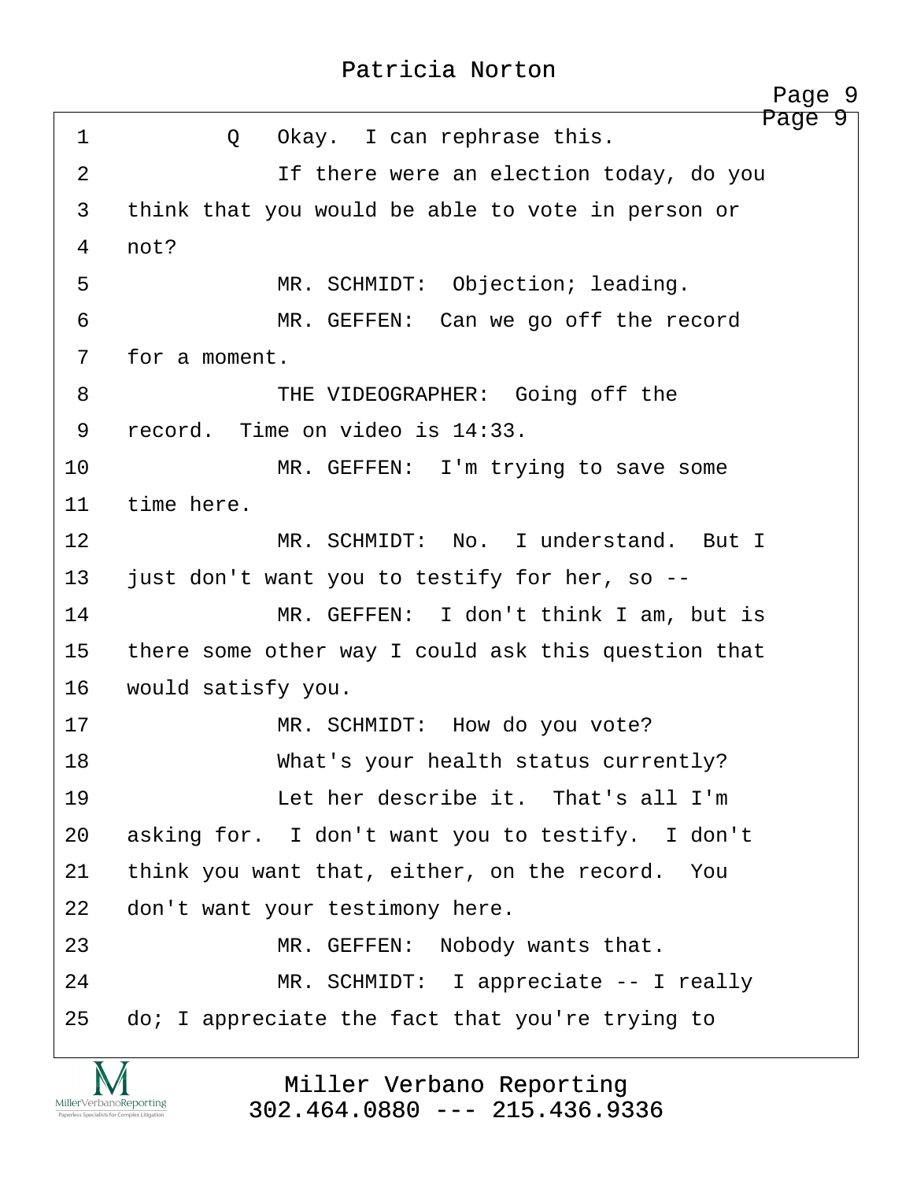1 Q Okay. I can rephrase this.

2 If there were an election today, do you

3 think that you would be able to vote in person or

4 not?

5 MR. SCHMIDT: Objection; leading.

6 MR. GEFFEN: Can we go off the record

7 for a moment.

8 THE VIDEOGRAPHER: Going off the

9 record. Time on video is 14:33.

10 MR. GEFFEN: I'm trying to save some

11 time here.

12 MR. SCHMIDT: No. I understand. But I

13 just don't want you to testify for her, so --

14 MR. GEFFEN: I don't think I am, but is

15 there some other way I could ask this question that

16 would satisfy you.

17 MR. SCHMIDT: How do you vote?

18 What's your health status currently?

19 Let her describe it. That's all I'm

20 asking for. I don't want you to testify. I don't

21 think you want that, either, on the record. You

22 don't want your testimony here.

23 MR. GEFFEN: Nobody wants that.

24 MR. SCHMIDT: I appreciate -- I really

25 do; I appreciate the fact that you're trying to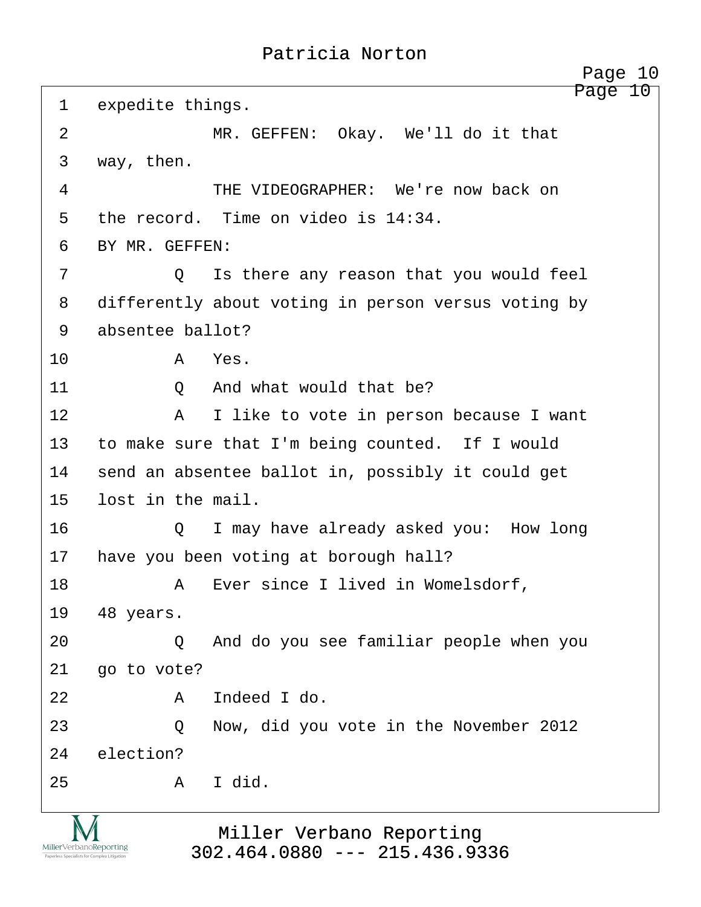1 expedite things.

2 MR. GEFFEN: Okay. We'll do it that

3 way, then.

4 THE VIDEOGRAPHER: We're now back on

5 the record. Time on video is 14:34.

6 BY MR. GEFFEN:

7 Q Is there any reason that you would feel

8 differently about voting in person versus voting by

9 absentee ballot?

10 A Yes.

11 Q And what would that be?

12 A I like to vote in person because I want

13 to make sure that I'm being counted. If I would

14 send an absentee ballot in, possibly it could get

15 lost in the mail.

16 Q I may have already asked you: How long

17 have you been voting at borough hall?

18 A Ever since I lived in Womelsdorf,

19 48 years.

20 Q And do you see familiar people when you

21 go to vote?

22 A Indeed I do.

23 Q Now, did you vote in the November 2012

24 election?

25 A I did.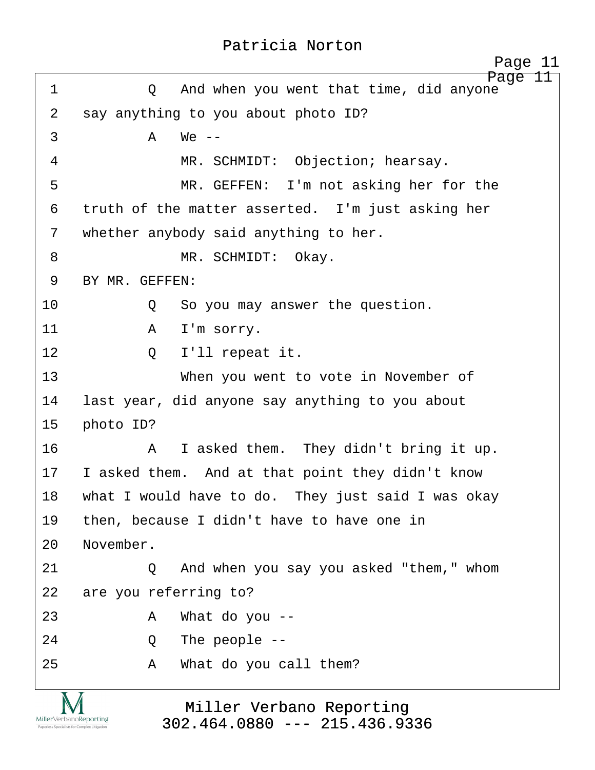1 Q And when you went that time, did anyone
2 say anything to you about photo ID?
3 A We --
4 MR. SCHMIDT: Objection; hearsay.
5 MR. GEFFEN: I'm not asking her for the
6 truth of the matter asserted. I'm just asking her
7 whether anybody said anything to her.
8 MR. SCHMIDT: Okay.
9 BY MR. GEFFEN:
10 Q So you may answer the question.
11 A I'm sorry.
12 Q I'll repeat it.
13 When you went to vote in November of
14 last year, did anyone say anything to you about
15 photo ID?
16 A I asked them. They didn't bring it up.
17 I asked them. And at that point they didn't know
18 what I would have to do. They just said I was okay
19 then, because I didn't have to have one in
20 November.
21 Q And when you say you asked "them," whom
22 are you referring to?
23 A What do you --
24 Q The people --
25 A What do you call them?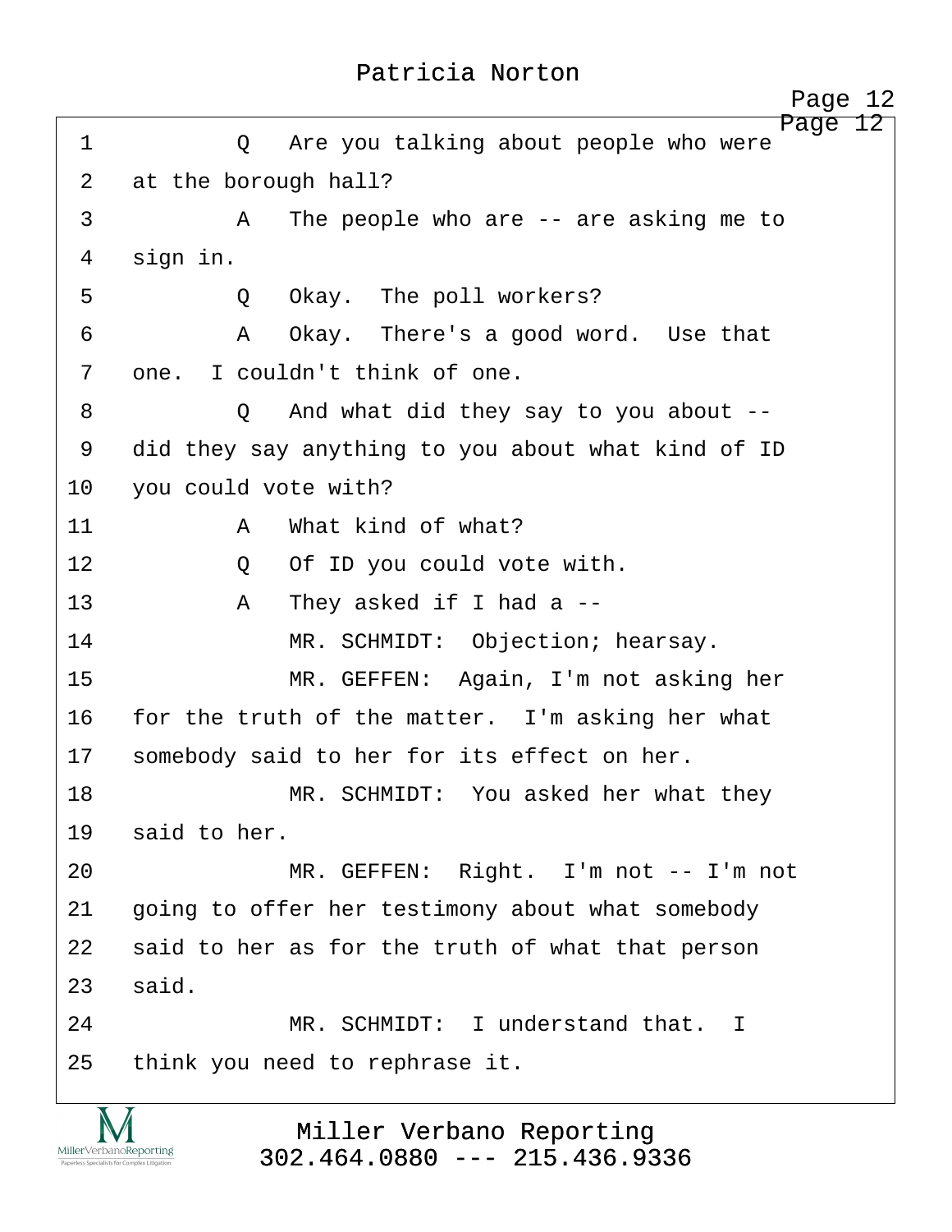1 Q Are you talking about people who were
2 at the borough hall?
3 A The people who are -- are asking me to
4 sign in.
5 Q Okay. The poll workers?
6 A Okay. There's a good word. Use that
7 one. I couldn't think of one.
8 Q And what did they say to you about --
9 did they say anything to you about what kind of ID
10 you could vote with?
11 A What kind of what?
12 Q Of ID you could vote with.
13 A They asked if I had a --
14 MR. SCHMIDT: Objection; hearsay.
15 MR. GEFFEN: Again, I'm not asking her
16 for the truth of the matter. I'm asking her what
17 somebody said to her for its effect on her.
18 MR. SCHMIDT: You asked her what they
19 said to her.
20 MR. GEFFEN: Right. I'm not -- I'm not
21 going to offer her testimony about what somebody
22 said to her as for the truth of what that person
23 said.
24 MR. SCHMIDT: I understand that. I
25 think you need to rephrase it.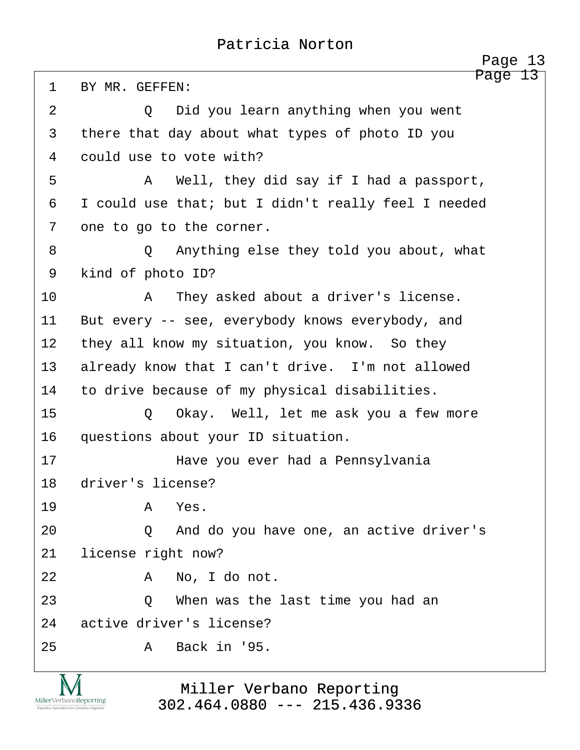1 BY MR. GEFFEN:

2 Q Did you learn anything when you went

3 there that day about what types of photo ID you

4 could use to vote with?

5 A Well, they did say if I had a passport,

6 I could use that; but I didn't really feel I needed

7 one to go to the corner.

8 Q Anything else they told you about, what

9 kind of photo ID?

10 A They asked about a driver's license.

11 But every -- see, everybody knows everybody, and

12 they all know my situation, you know. So they

13 already know that I can't drive. I'm not allowed

14 to drive because of my physical disabilities.

15 Q Okay. Well, let me ask you a few more

16 questions about your ID situation.

17 Have you ever had a Pennsylvania

18 driver's license?

19 A Yes.

20 Q And do you have one, an active driver's

21 license right now?

22 A No, I do not.

23 Q When was the last time you had an

24 active driver's license?

25 A Back in '95.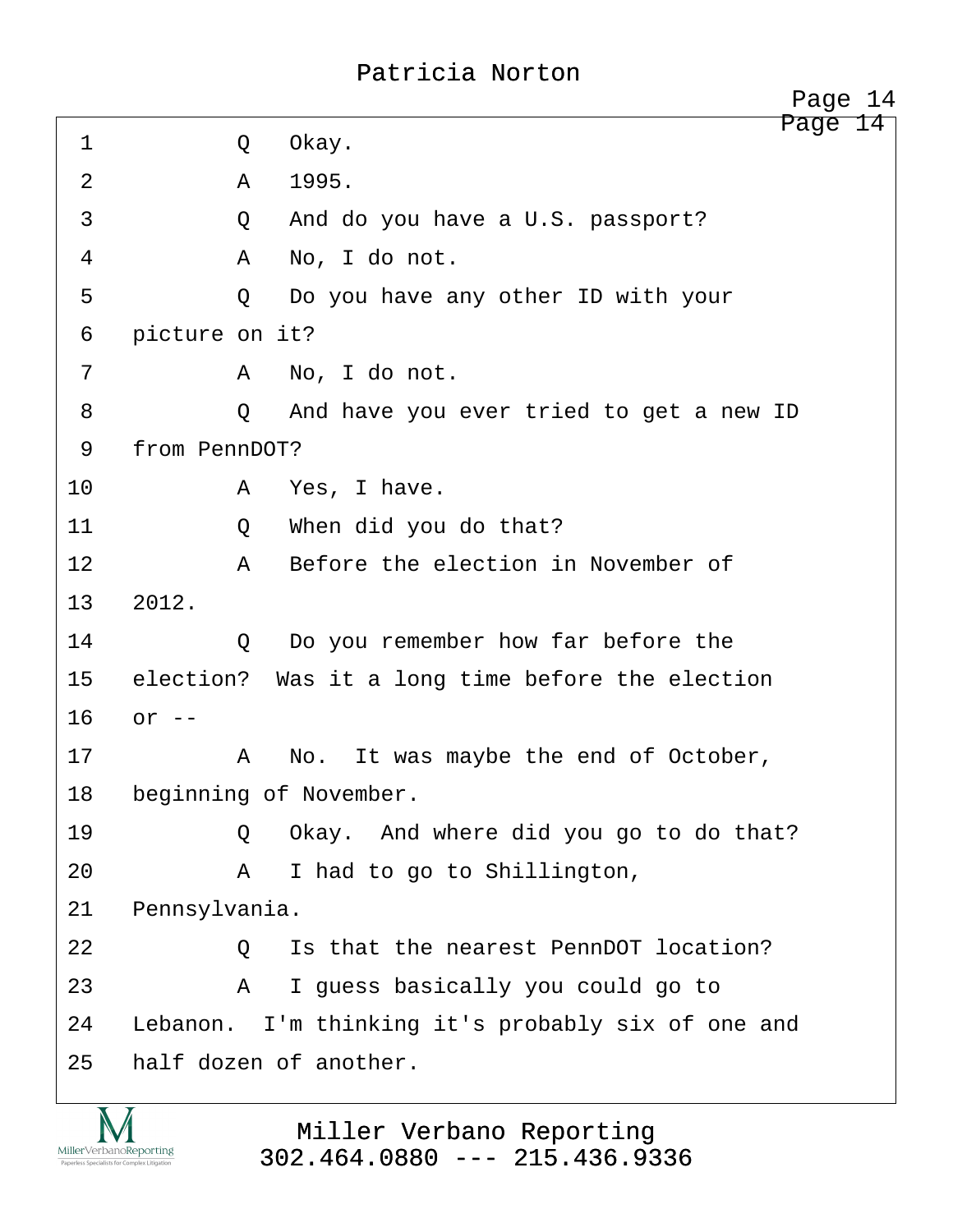1 Q Okay.

2 A 1995.

3 Q And do you have a U.S. passport?

4 A No, I do not.

5 Q Do you have any other ID with your

6 picture on it?

7 A No, I do not.

8 Q And have you ever tried to get a new ID

9 from PennDOT?

10 A Yes, I have.

11 Q When did you do that?

12 A Before the election in November of

13 2012.

14 Q Do you remember how far before the

15 election? Was it a long time before the election

16 or --

17 A No. It was maybe the end of October,

18 beginning of November.

19 Q Okay. And where did you go to do that?

20 A I had to go to Shillington,

21 Pennsylvania.

22 Q Is that the nearest PennDOT location?

23 A I guess basically you could go to

24 Lebanon. I'm thinking it's probably six of one and

25 half dozen of another.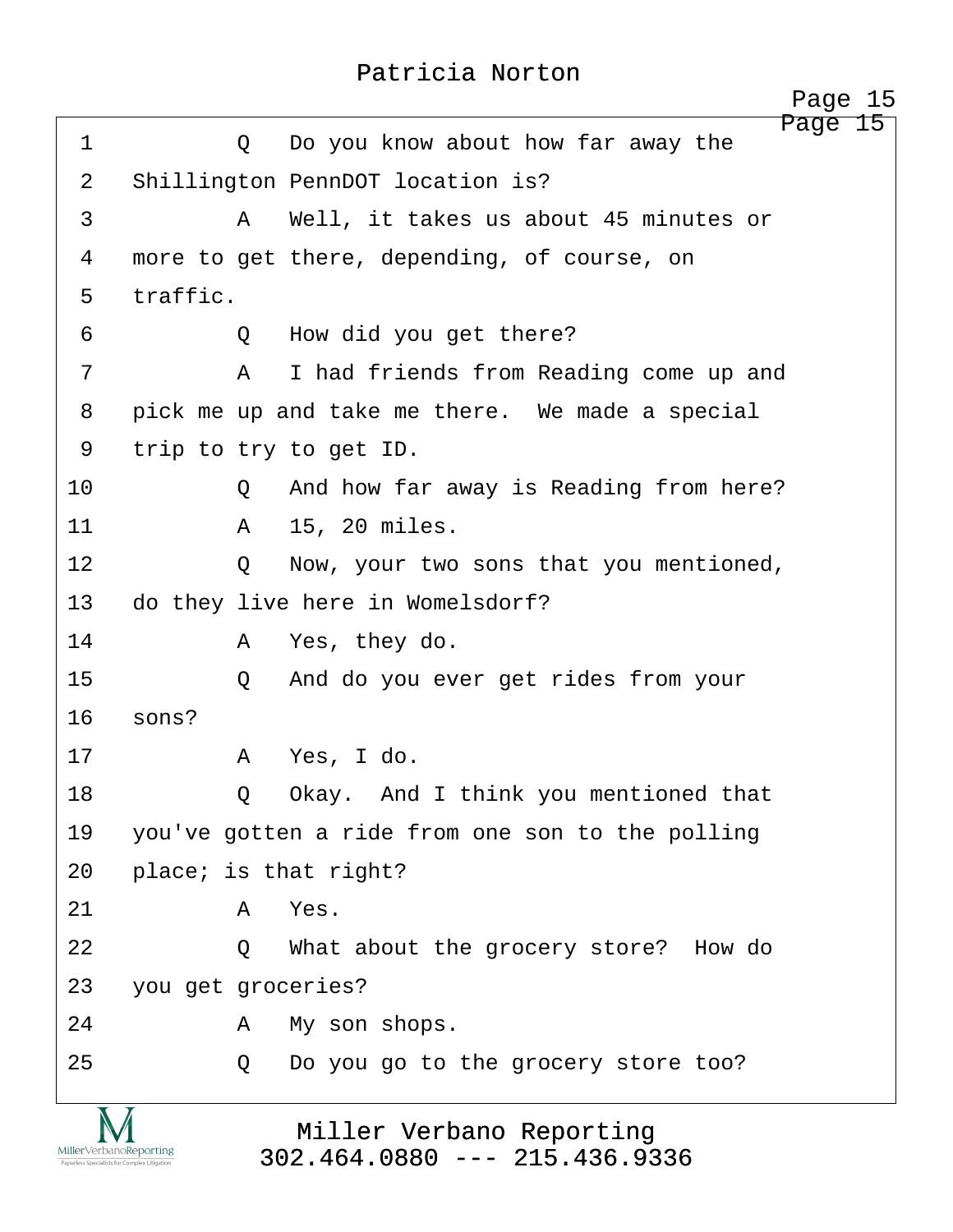1 Q Do you know about how far away the
2 Shillington PennDOT location is?
3 A Well, it takes us about 45 minutes or
4 more to get there, depending, of course, on
5 traffic.
6 Q How did you get there?
7 A I had friends from Reading come up and
8 pick me up and take me there. We made a special
9 trip to try to get ID.
10 Q And how far away is Reading from here?
11 A 15, 20 miles.
12 Q Now, your two sons that you mentioned,
13 do they live here in Womelsdorf?
14 A Yes, they do.
15 Q And do you ever get rides from your
16 sons?
17 A Yes, I do.
18 Q Okay. And I think you mentioned that
19 you've gotten a ride from one son to the polling
20 place; is that right?
21 A Yes.
22 Q What about the grocery store? How do
23 you get groceries?
24 A My son shops.
25 Q Do you go to the grocery store too?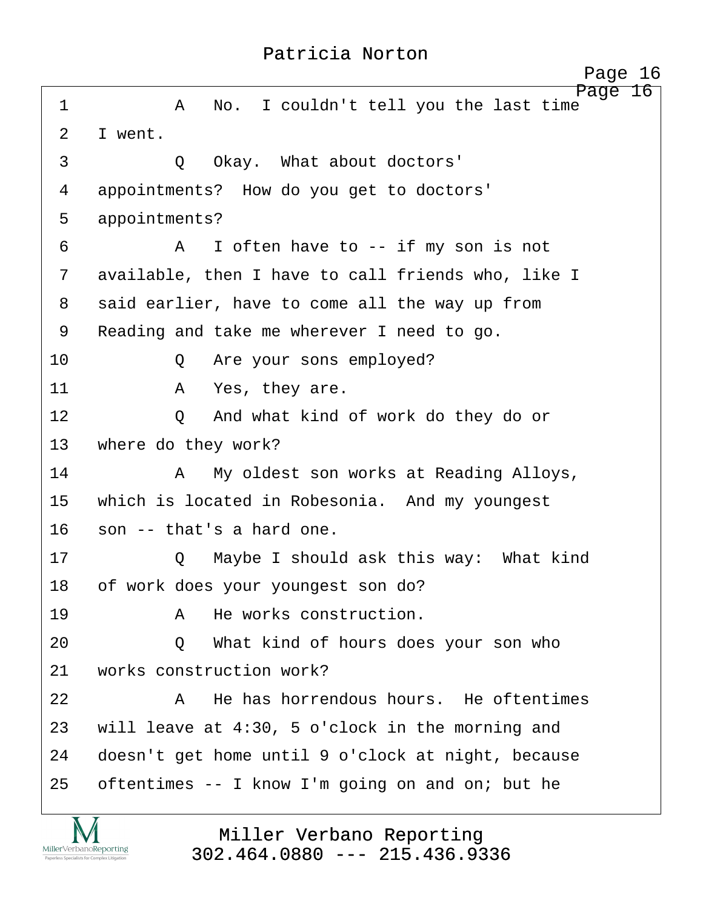1 A No. I couldn't tell you the last time
2 I went.
3 Q Okay. What about doctors'
4 appointments? How do you get to doctors'
5 appointments?
6 A I often have to -- if my son is not
7 available, then I have to call friends who, like I
8 said earlier, have to come all the way up from
9 Reading and take me wherever I need to go.
10 Q Are your sons employed?
11 A Yes, they are.
12 Q And what kind of work do they do or
13 where do they work?
14 A My oldest son works at Reading Alloys,
15 which is located in Robesonia. And my youngest
16 son -- that's a hard one.
17 Q Maybe I should ask this way: What kind
18 of work does your youngest son do?
19 A He works construction.
20 Q What kind of hours does your son who
21 works construction work?
22 A He has horrendous hours. He oftentimes
23 will leave at 4:30, 5 o'clock in the morning and
24 doesn't get home until 9 o'clock at night, because
25 oftentimes -- I know I'm going on and on; but he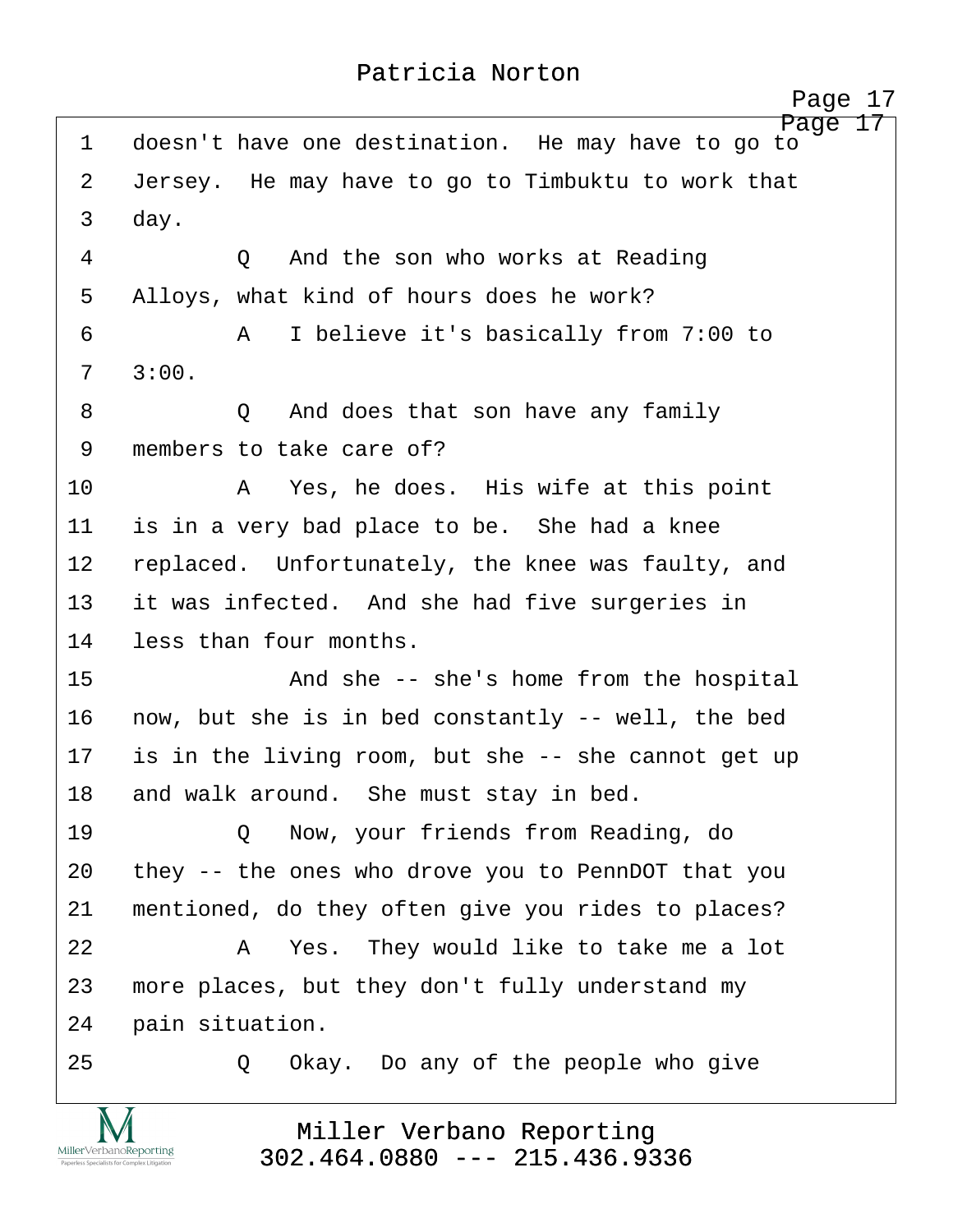1 doesn't have one destination. He may have to go to

2 Jersey. He may have to go to Timbuktu to work that

3 day.

4 Q And the son who works at Reading

5 Alloys, what kind of hours does he work?

6 A I believe it's basically from 7:00 to

7 3:00.

8 Q And does that son have any family

9 members to take care of?

10 A Yes, he does. His wife at this point

11 is in a very bad place to be. She had a knee

12 replaced. Unfortunately, the knee was faulty, and

13 it was infected. And she had five surgeries in

14 less than four months.

15 And she -- she's home from the hospital

16 now, but she is in bed constantly -- well, the bed

17 is in the living room, but she -- she cannot get up

18 and walk around. She must stay in bed.

19 Q Now, your friends from Reading, do

20 they -- the ones who drove you to PennDOT that you

21 mentioned, do they often give you rides to places?

22 A Yes. They would like to take me a lot

23 more places, but they don't fully understand my

24 pain situation.

25 Q Okay. Do any of the people who give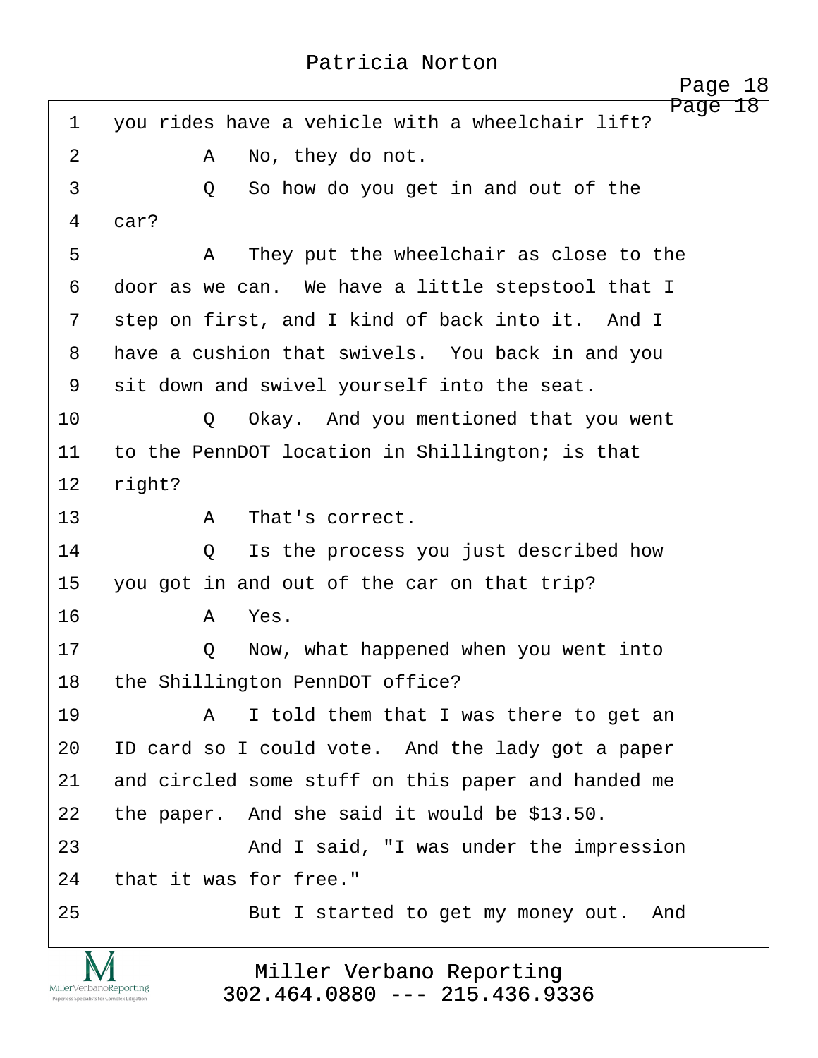1 you rides have a vehicle with a wheelchair lift?

2 A No, they do not.

3 Q So how do you get in and out of the

4 car?

5 A They put the wheelchair as close to the

6 door as we can. We have a little stepstool that I

7 step on first, and I kind of back into it. And I

8 have a cushion that swivels. You back in and you

9 sit down and swivel yourself into the seat.

10 Q Okay. And you mentioned that you went

11 to the PennDOT location in Shillington; is that

12 right?

13 A That's correct.

14 Q Is the process you just described how

15 you got in and out of the car on that trip?

16 A Yes.

17 Q Now, what happened when you went into

18 the Shillington PennDOT office?

19 A I told them that I was there to get an

20 ID card so I could vote. And the lady got a paper

21 and circled some stuff on this paper and handed me

22 the paper. And she said it would be $13.50.

23 And I said, "I was under the impression

24 that it was for free."

25 But I started to get my money out. And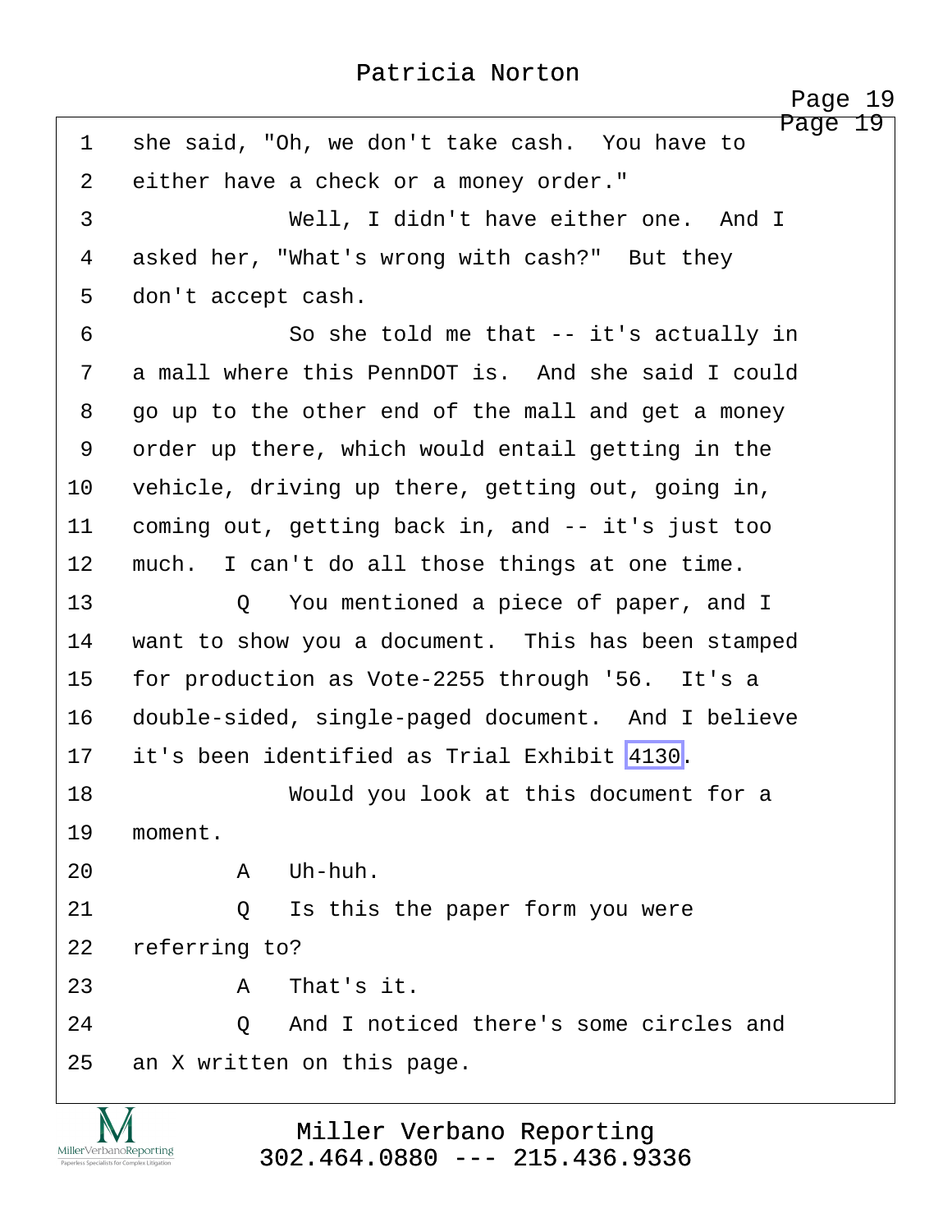1 she said, "Oh, we don't take cash. You have to
2 either have a check or a money order."
3 Well, I didn't have either one. And I
4 asked her, "What's wrong with cash?" But they
5 don't accept cash.
6 So she told me that -- it's actually in
7 a mall where this PennDOT is. And she said I could
8 go up to the other end of the mall and get a money
9 order up there, which would entail getting in the
10 vehicle, driving up there, getting out, going in,
11 coming out, getting back in, and -- it's just too
12 much. I can't do all those things at one time.
13 Q You mentioned a piece of paper, and I
14 want to show you a document. This has been stamped
15 for production as Vote-2255 through '56. It's a
16 double-sided, single-paged document. And I believe
17 it's been identified as Trial Exhibit 4130.
18 Would you look at this document for a
19 moment.
20 A Uh-huh.
21 Q Is this the paper form you were
22 referring to?
23 A That's it.
24 Q And I noticed there's some circles and
25 an X written on this page.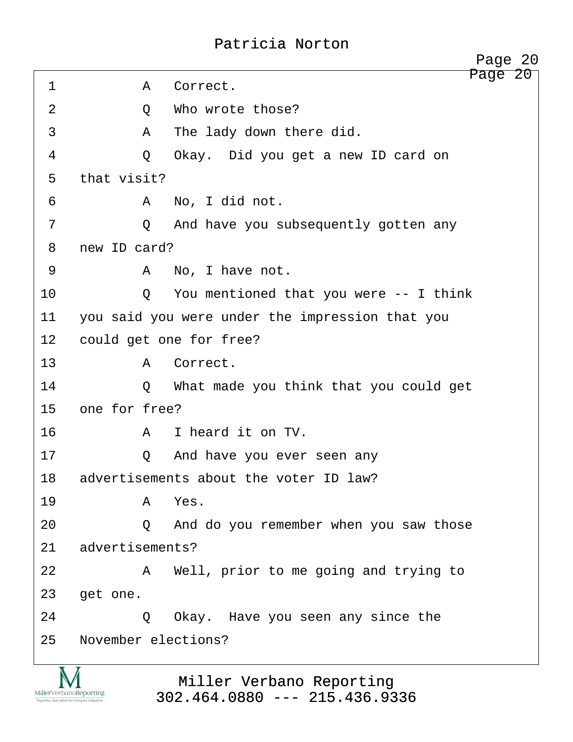1 A Correct.

2 Q Who wrote those?

3 A The lady down there did.

4 Q Okay. Did you get a new ID card on

5 that visit?

6 A No, I did not.

7 Q And have you subsequently gotten any

8 new ID card?

9 A No, I have not.

10 Q You mentioned that you were -- I think

11 you said you were under the impression that you

12 could get one for free?

13 A Correct.

14 Q What made you think that you could get

15 one for free?

16 A I heard it on TV.

17 Q And have you ever seen any

18 advertisements about the voter ID law?

19 A Yes.

20 Q And do you remember when you saw those

21 advertisements?

22 A Well, prior to me going and trying to

23 get one.

24 Q Okay. Have you seen any since the

25 November elections?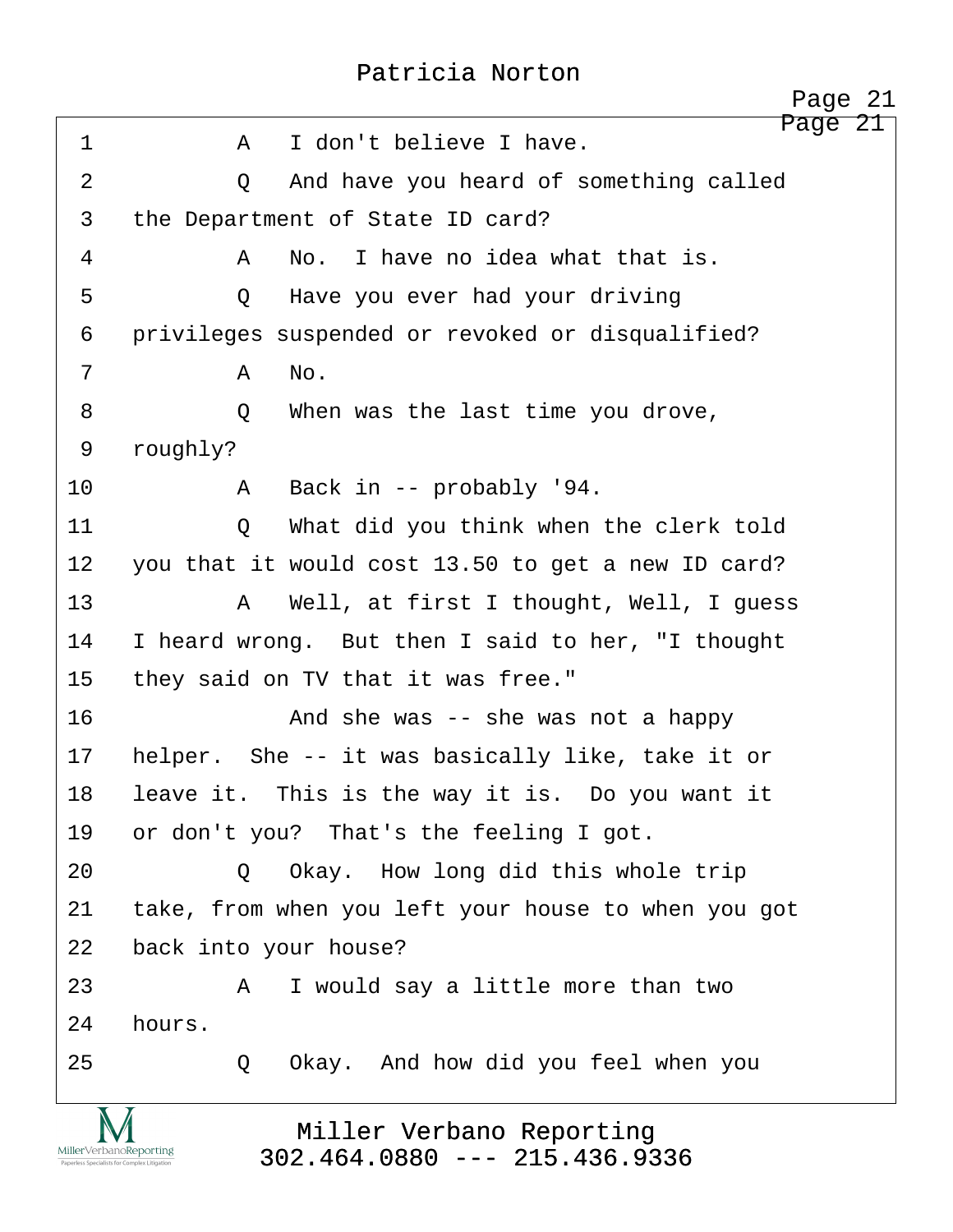1 A I don't believe I have.

2 Q And have you heard of something called

3 the Department of State ID card?

4 A No. I have no idea what that is.

5 Q Have you ever had your driving

6 privileges suspended or revoked or disqualified?

7 A No.

8 Q When was the last time you drove,

9 roughly?

10 A Back in -- probably '94.

11 Q What did you think when the clerk told

12 you that it would cost 13.50 to get a new ID card?

13 A Well, at first I thought, Well, I guess

14 I heard wrong. But then I said to her, "I thought

15 they said on TV that it was free."

16 And she was -- she was not a happy

17 helper. She -- it was basically like, take it or

18 leave it. This is the way it is. Do you want it

19 or don't you? That's the feeling I got.

20 Q Okay. How long did this whole trip

21 take, from when you left your house to when you got

22 back into your house?

23 A I would say a little more than two

24 hours.

25 Q Okay. And how did you feel when you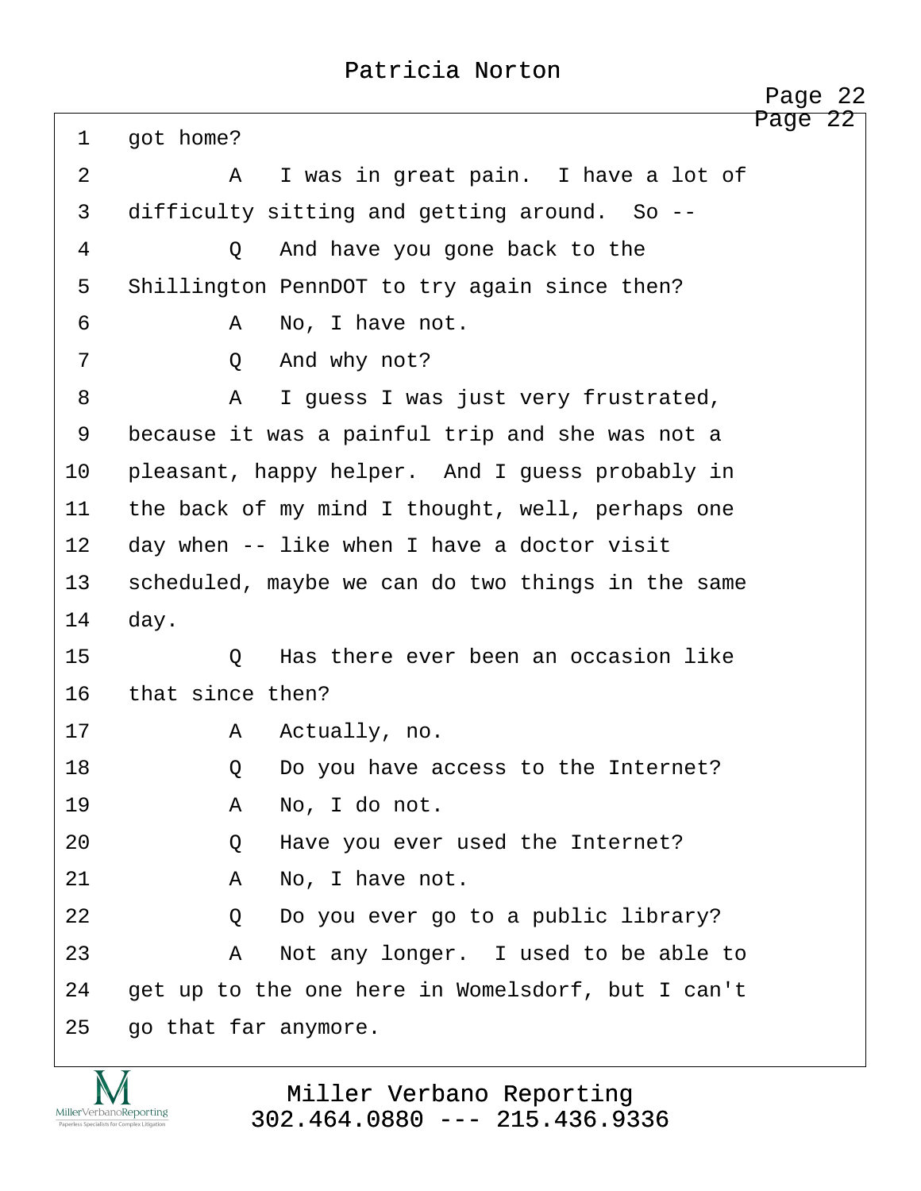1 got home?

2 A I was in great pain. I have a lot of

3 difficulty sitting and getting around. So --

4 Q And have you gone back to the

5 Shillington PennDOT to try again since then?

6 A No, I have not.

7 Q And why not?

8 A I guess I was just very frustrated,

9 because it was a painful trip and she was not a

10 pleasant, happy helper. And I guess probably in

11 the back of my mind I thought, well, perhaps one

12 day when -- like when I have a doctor visit

13 scheduled, maybe we can do two things in the same

14 day.

15 Q Has there ever been an occasion like

16 that since then?

17 A Actually, no.

18 Q Do you have access to the Internet?

19 A No, I do not.

20 Q Have you ever used the Internet?

21 A No, I have not.

22 Q Do you ever go to a public library?

23 A Not any longer. I used to be able to

24 get up to the one here in Womelsdorf, but I can't

25 go that far anymore.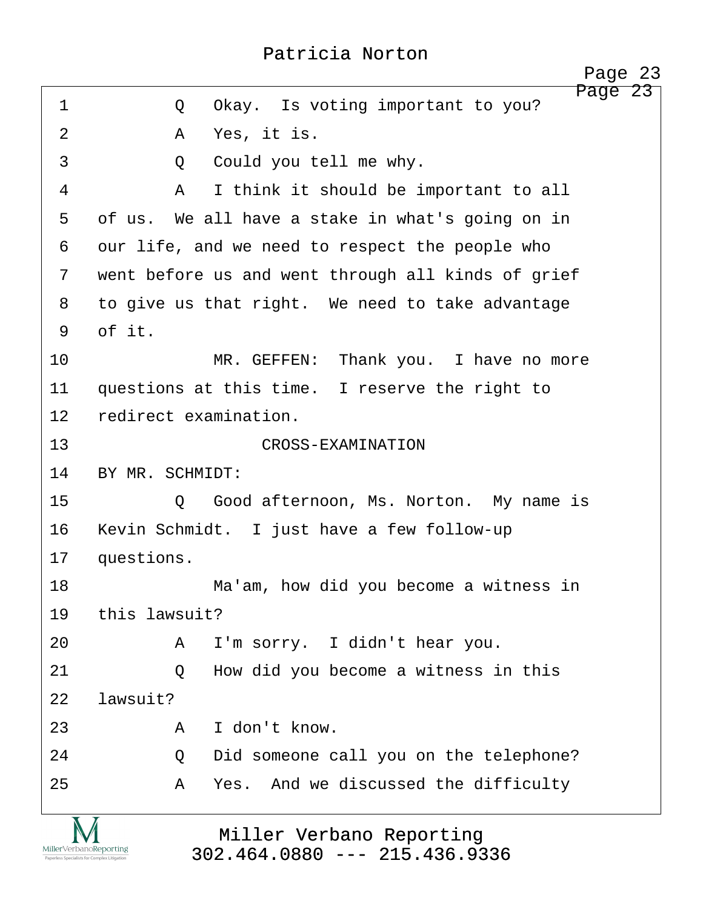1 Q Okay. Is voting important to you?

2 A Yes, it is.

3 Q Could you tell me why.

4 A I think it should be important to all

5 of us. We all have a stake in what's going on in

6 our life, and we need to respect the people who

7 went before us and went through all kinds of grief

8 to give us that right. We need to take advantage

9 of it.

10 MR. GEFFEN: Thank you. I have no more

11 questions at this time. I reserve the right to

12 redirect examination.

13 CROSS-EXAMINATION

14 BY MR. SCHMIDT:

15 Q Good afternoon, Ms. Norton. My name is

16 Kevin Schmidt. I just have a few follow-up

17 questions.

18 Ma'am, how did you become a witness in

19 this lawsuit?

20 A I'm sorry. I didn't hear you.

21 Q How did you become a witness in this

22 lawsuit?

23 A I don't know.

24 Q Did someone call you on the telephone?

25 A Yes. And we discussed the difficulty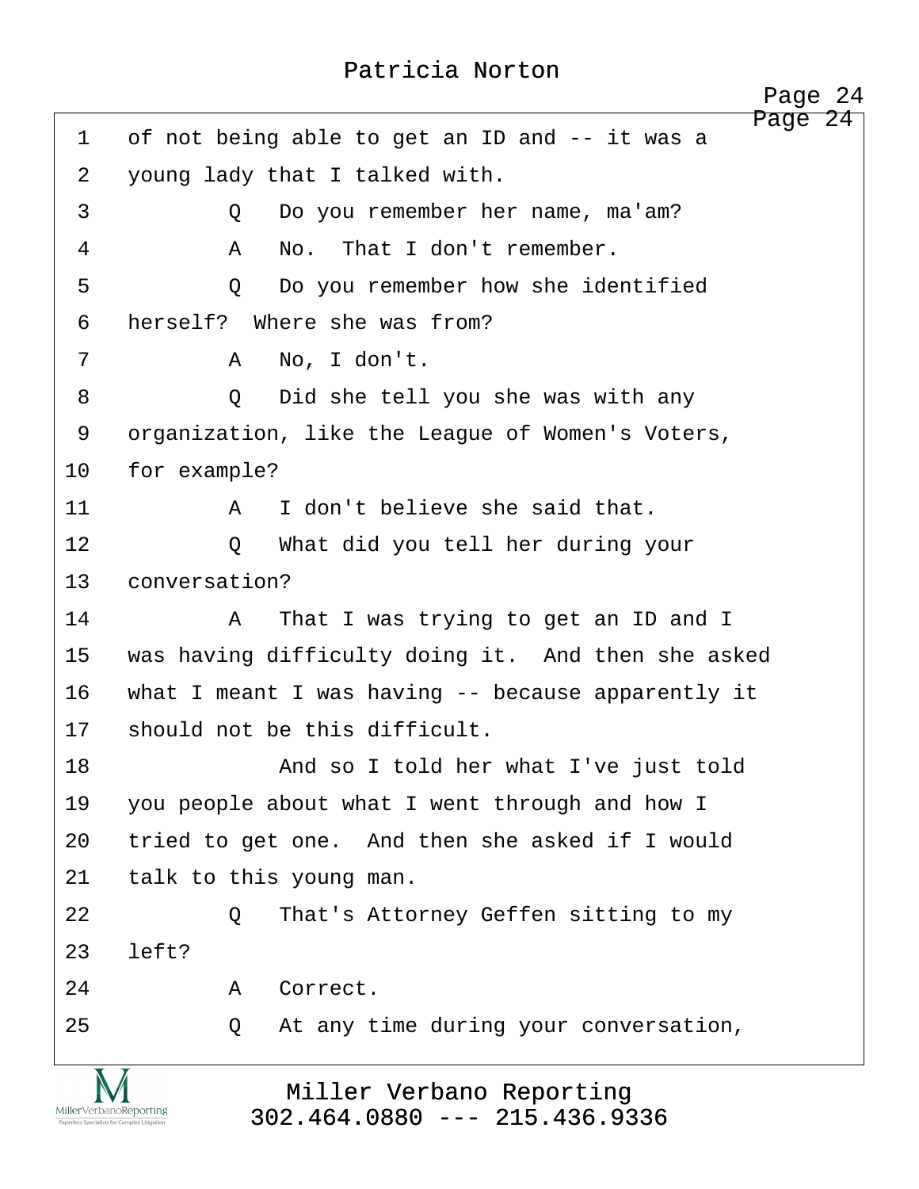1 of not being able to get an ID and -- it was a
2 young lady that I talked with.
3 Q Do you remember her name, ma'am?
4 A No. That I don't remember.
5 Q Do you remember how she identified
6 herself? Where she was from?
7 A No, I don't.
8 Q Did she tell you she was with any
9 organization, like the League of Women's Voters,
10 for example?
11 A I don't believe she said that.
12 Q What did you tell her during your
13 conversation?
14 A That I was trying to get an ID and I
15 was having difficulty doing it. And then she asked
16 what I meant I was having -- because apparently it
17 should not be this difficult.
18 And so I told her what I've just told
19 you people about what I went through and how I
20 tried to get one. And then she asked if I would
21 talk to this young man.
22 Q That's Attorney Geffen sitting to my
23 left?
24 A Correct.
25 Q At any time during your conversation,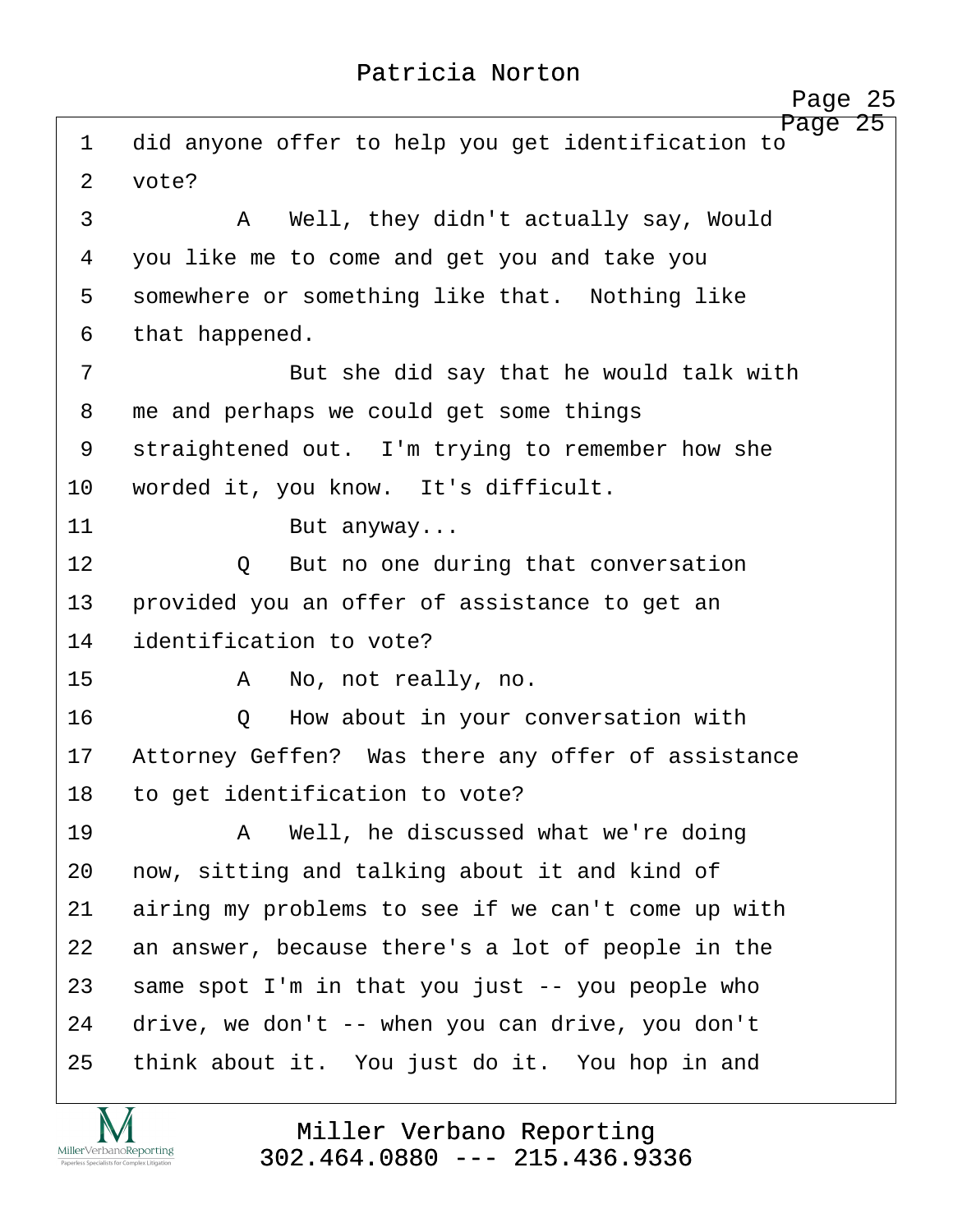1 did anyone offer to help you get identification to
2 vote?
3 A Well, they didn't actually say, Would
4 you like me to come and get you and take you
5 somewhere or something like that. Nothing like
6 that happened.
7 But she did say that he would talk with
8 me and perhaps we could get some things
9 straightened out. I'm trying to remember how she
10 worded it, you know. It's difficult.
11 But anyway...
12 Q But no one during that conversation
13 provided you an offer of assistance to get an
14 identification to vote?
15 A No, not really, no.
16 Q How about in your conversation with
17 Attorney Geffen? Was there any offer of assistance
18 to get identification to vote?
19 A Well, he discussed what we're doing
20 now, sitting and talking about it and kind of
21 airing my problems to see if we can't come up with
22 an answer, because there's a lot of people in the
23 same spot I'm in that you just -- you people who
24 drive, we don't -- when you can drive, you don't
25 think about it. You just do it. You hop in and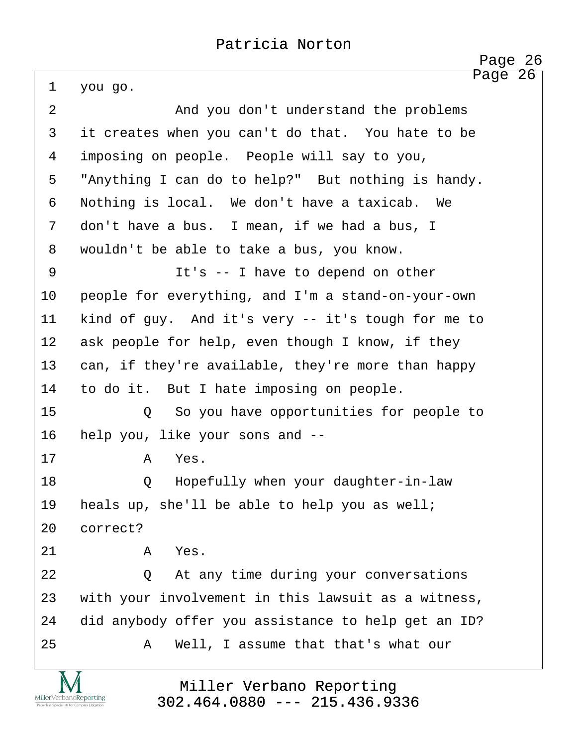1   you go.

2               And you don't understand the problems

3   it creates when you can't do that.  You hate to be

4   imposing on people.  People will say to you,

5   "Anything I can do to help?"  But nothing is handy.

6   Nothing is local.  We don't have a taxicab.  We

7   don't have a bus.  I mean, if we had a bus, I

8   wouldn't be able to take a bus, you know.

9               It's -- I have to depend on other

10  people for everything, and I'm a stand-on-your-own

11  kind of guy.  And it's very -- it's tough for me to

12  ask people for help, even though I know, if they

13  can, if they're available, they're more than happy

14  to do it.  But I hate imposing on people.

15          Q   So you have opportunities for people to

16  help you, like your sons and --

17          A   Yes.

18          Q   Hopefully when your daughter-in-law

19  heals up, she'll be able to help you as well;

20  correct?

21          A   Yes.

22          Q   At any time during your conversations

23  with your involvement in this lawsuit as a witness,

24  did anybody offer you assistance to help get an ID?

25          A   Well, I assume that that's what our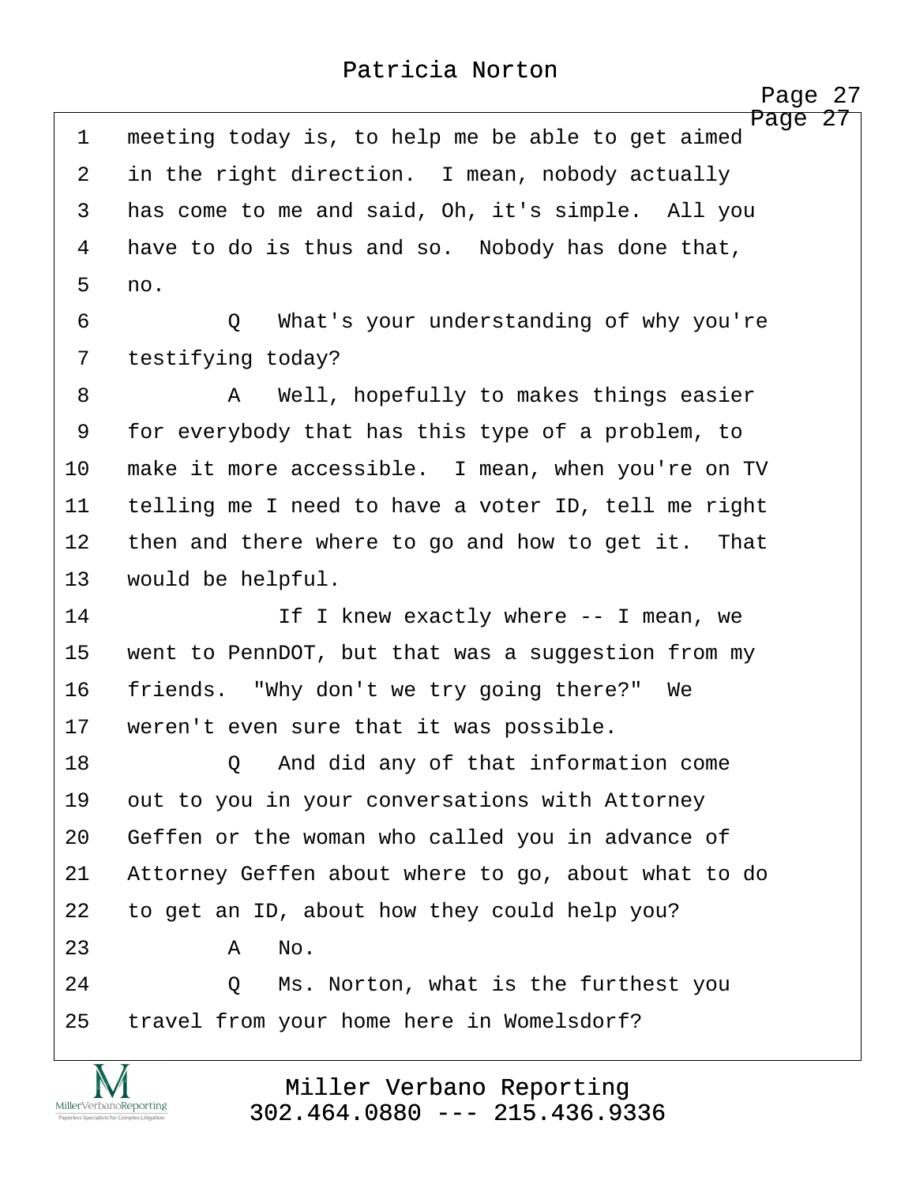1 meeting today is, to help me be able to get aimed
2 in the right direction. I mean, nobody actually
3 has come to me and said, Oh, it's simple. All you
4 have to do is thus and so. Nobody has done that,
5 no.

6 Q What's your understanding of why you're
7 testifying today?

8 A Well, hopefully to makes things easier
9 for everybody that has this type of a problem, to
10 make it more accessible. I mean, when you're on TV
11 telling me I need to have a voter ID, tell me right
12 then and there where to go and how to get it. That
13 would be helpful.

14 If I knew exactly where -- I mean, we
15 went to PennDOT, but that was a suggestion from my
16 friends. "Why don't we try going there?" We
17 weren't even sure that it was possible.

18 Q And did any of that information come
19 out to you in your conversations with Attorney
20 Geffen or the woman who called you in advance of
21 Attorney Geffen about where to go, about what to do
22 to get an ID, about how they could help you?

23 A No.

24 Q Ms. Norton, what is the furthest you
25 travel from your home here in Womelsdorf?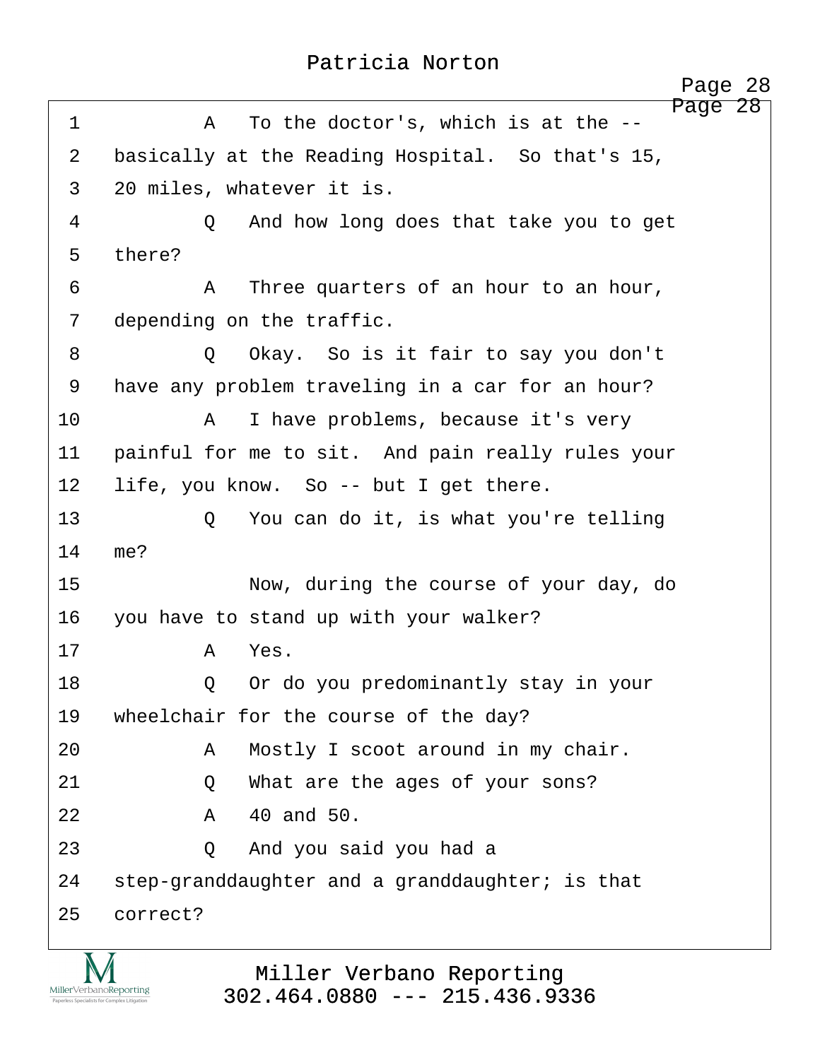1 A To the doctor's, which is at the --
2 basically at the Reading Hospital. So that's 15,
3 20 miles, whatever it is.
4 Q And how long does that take you to get
5 there?
6 A Three quarters of an hour to an hour,
7 depending on the traffic.
8 Q Okay. So is it fair to say you don't
9 have any problem traveling in a car for an hour?
10 A I have problems, because it's very
11 painful for me to sit. And pain really rules your
12 life, you know. So -- but I get there.
13 Q You can do it, is what you're telling
14 me?
15 Now, during the course of your day, do
16 you have to stand up with your walker?
17 A Yes.
18 Q Or do you predominantly stay in your
19 wheelchair for the course of the day?
20 A Mostly I scoot around in my chair.
21 Q What are the ages of your sons?
22 A 40 and 50.
23 Q And you said you had a
24 step-granddaughter and a granddaughter; is that
25 correct?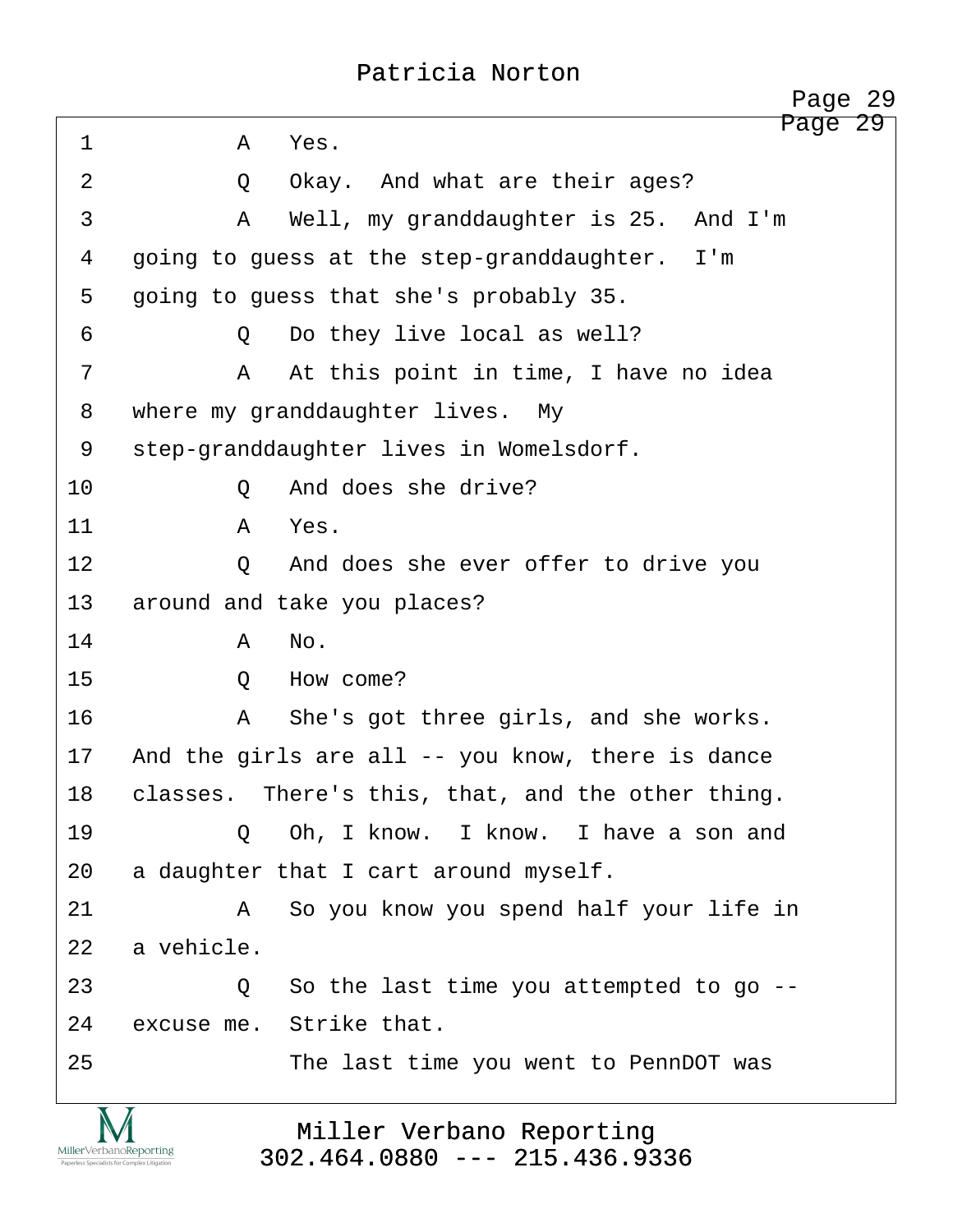1 A Yes.

2 Q Okay. And what are their ages?

3 A Well, my granddaughter is 25. And I'm

4 going to guess at the step-granddaughter. I'm

5 going to guess that she's probably 35.

6 Q Do they live local as well?

7 A At this point in time, I have no idea

8 where my granddaughter lives. My

9 step-granddaughter lives in Womelsdorf.

10 Q And does she drive?

11 A Yes.

12 Q And does she ever offer to drive you

13 around and take you places?

14 A No.

15 Q How come?

16 A She's got three girls, and she works.

17 And the girls are all -- you know, there is dance

18 classes. There's this, that, and the other thing.

19 Q Oh, I know. I know. I have a son and

20 a daughter that I cart around myself.

21 A So you know you spend half your life in

22 a vehicle.

23 Q So the last time you attempted to go --

24 excuse me. Strike that.

25 The last time you went to PennDOT was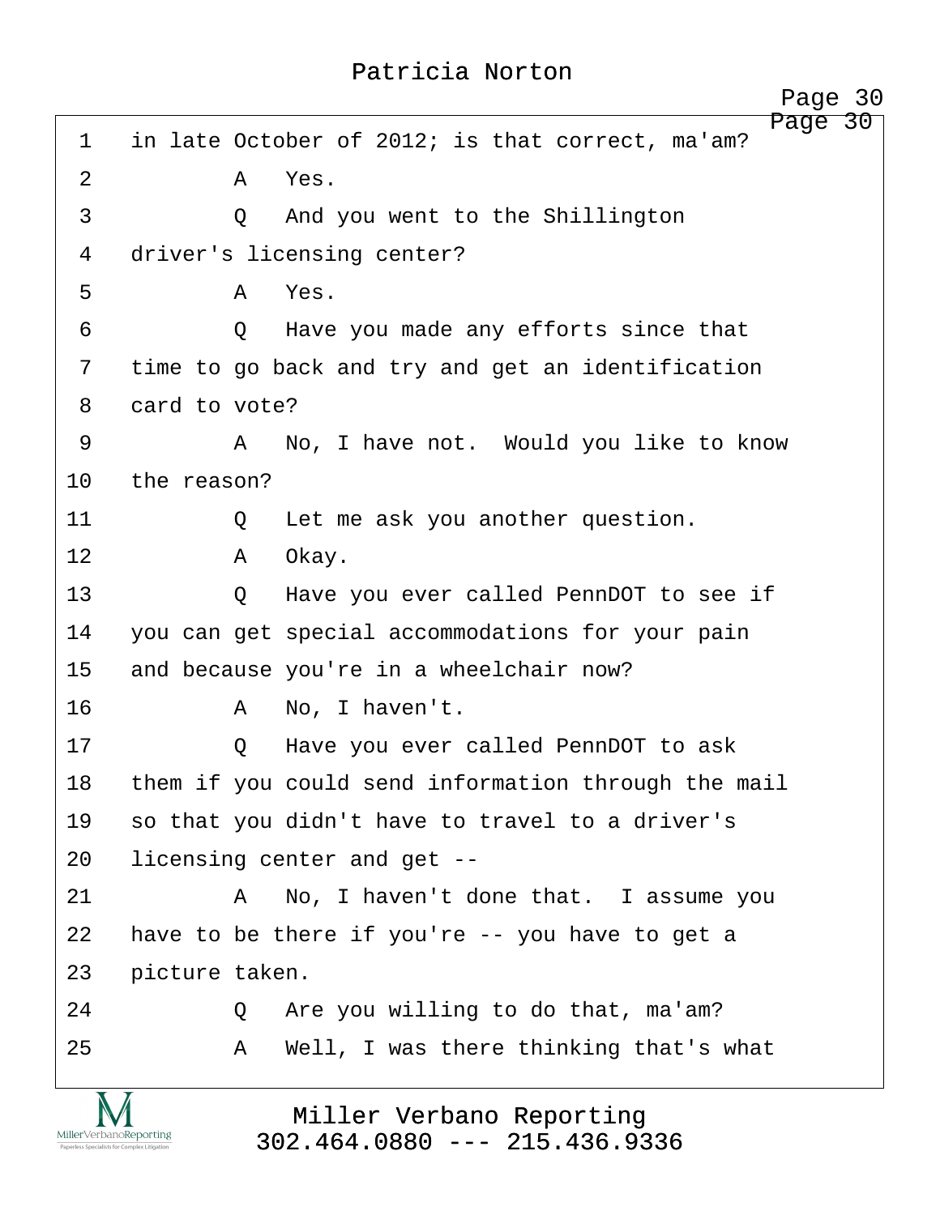1 in late October of 2012; is that correct, ma'am?

2 A Yes.

3 Q And you went to the Shillington

4 driver's licensing center?

5 A Yes.

6 Q Have you made any efforts since that

7 time to go back and try and get an identification

8 card to vote?

9 A No, I have not. Would you like to know

10 the reason?

11 Q Let me ask you another question.

12 A Okay.

13 Q Have you ever called PennDOT to see if

14 you can get special accommodations for your pain

15 and because you're in a wheelchair now?

16 A No, I haven't.

17 Q Have you ever called PennDOT to ask

18 them if you could send information through the mail

19 so that you didn't have to travel to a driver's

20 licensing center and get --

21 A No, I haven't done that. I assume you

22 have to be there if you're -- you have to get a

23 picture taken.

24 Q Are you willing to do that, ma'am?

25 A Well, I was there thinking that's what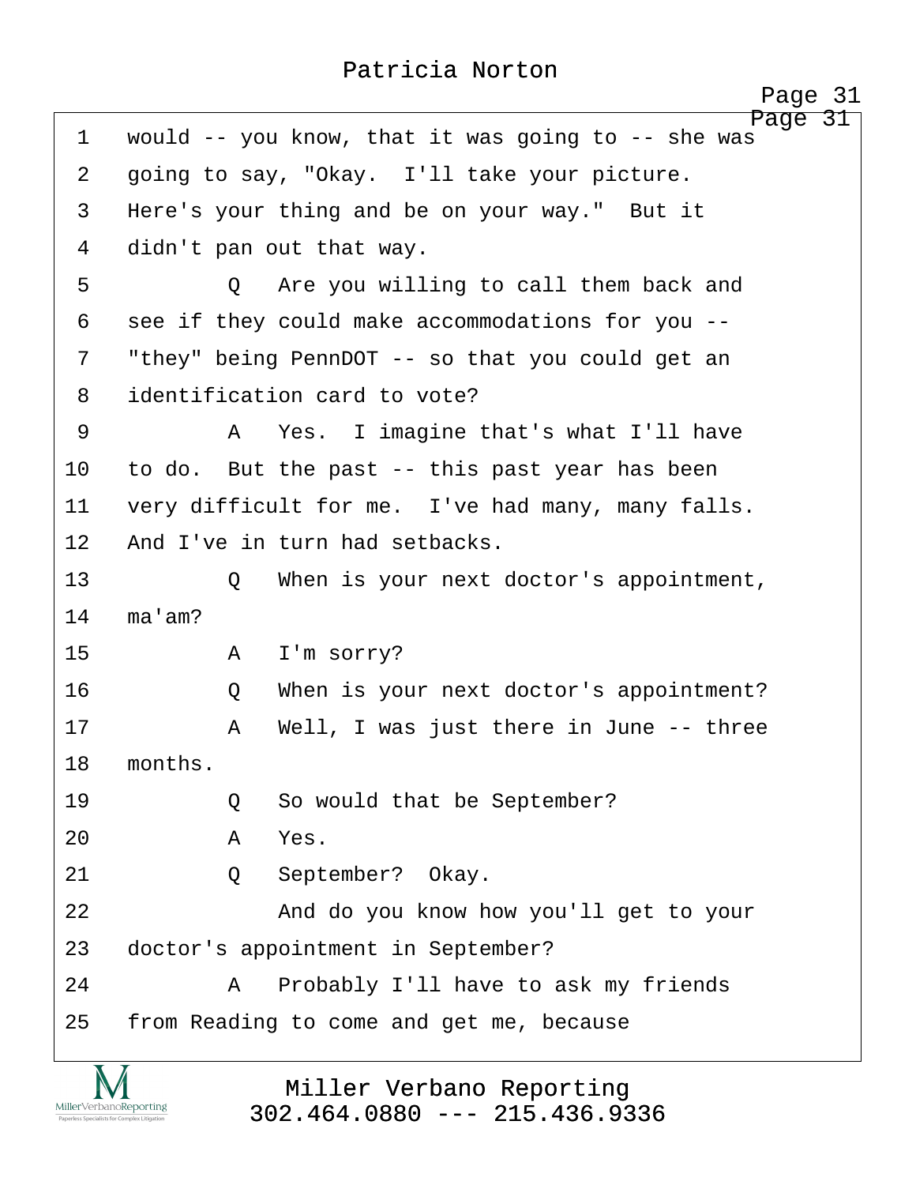1 would -- you know, that it was going to -- she was
2 going to say, "Okay. I'll take your picture.
3 Here's your thing and be on your way." But it
4 didn't pan out that way.
5 Q Are you willing to call them back and
6 see if they could make accommodations for you --
7 "they" being PennDOT -- so that you could get an
8 identification card to vote?
9 A Yes. I imagine that's what I'll have
10 to do. But the past -- this past year has been
11 very difficult for me. I've had many, many falls.
12 And I've in turn had setbacks.
13 Q When is your next doctor's appointment,
14 ma'am?
15 A I'm sorry?
16 Q When is your next doctor's appointment?
17 A Well, I was just there in June -- three
18 months.
19 Q So would that be September?
20 A Yes.
21 Q September? Okay.
22 And do you know how you'll get to your
23 doctor's appointment in September?
24 A Probably I'll have to ask my friends
25 from Reading to come and get me, because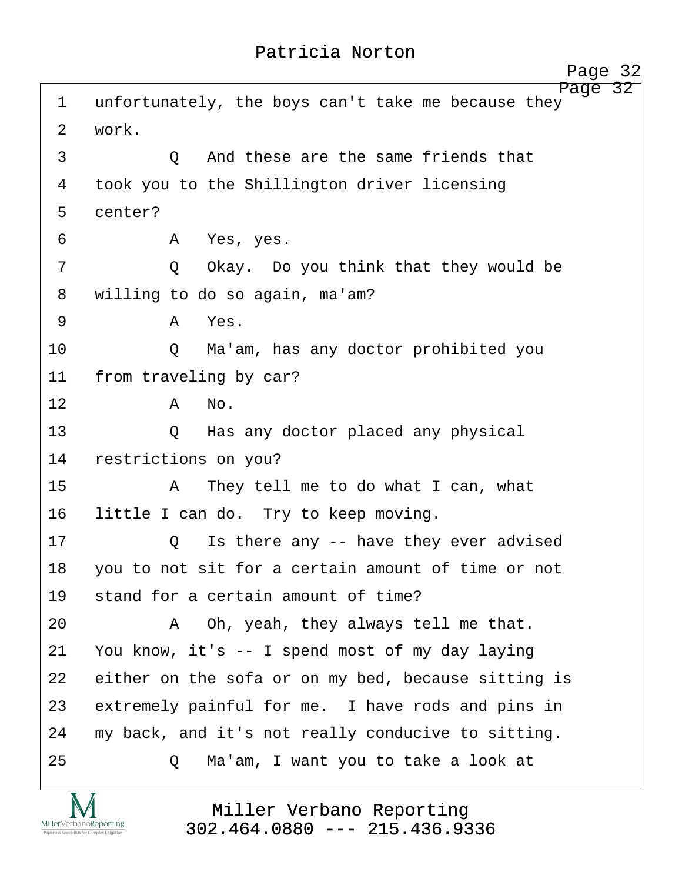1 unfortunately, the boys can't take me because they
2 work.
3 Q And these are the same friends that
4 took you to the Shillington driver licensing
5 center?
6 A Yes, yes.
7 Q Okay. Do you think that they would be
8 willing to do so again, ma'am?
9 A Yes.
10 Q Ma'am, has any doctor prohibited you
11 from traveling by car?
12 A No.
13 Q Has any doctor placed any physical
14 restrictions on you?
15 A They tell me to do what I can, what
16 little I can do. Try to keep moving.
17 Q Is there any -- have they ever advised
18 you to not sit for a certain amount of time or not
19 stand for a certain amount of time?
20 A Oh, yeah, they always tell me that.
21 You know, it's -- I spend most of my day laying
22 either on the sofa or on my bed, because sitting is
23 extremely painful for me. I have rods and pins in
24 my back, and it's not really conducive to sitting.
25 Q Ma'am, I want you to take a look at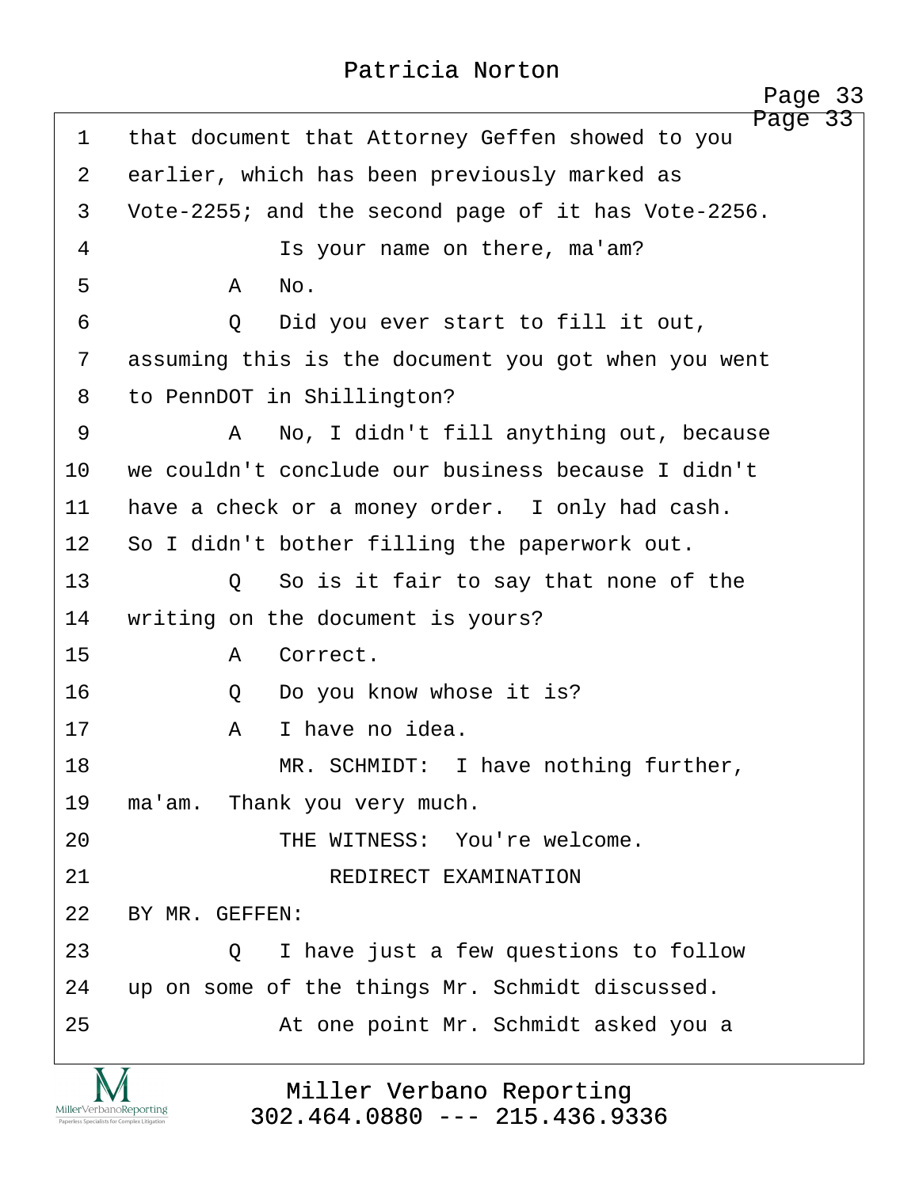1 that document that Attorney Geffen showed to you
2 earlier, which has been previously marked as
3 Vote-2255; and the second page of it has Vote-2256.
4 Is your name on there, ma'am?
5 A No.
6 Q Did you ever start to fill it out,
7 assuming this is the document you got when you went
8 to PennDOT in Shillington?
9 A No, I didn't fill anything out, because
10 we couldn't conclude our business because I didn't
11 have a check or a money order. I only had cash.
12 So I didn't bother filling the paperwork out.
13 Q So is it fair to say that none of the
14 writing on the document is yours?
15 A Correct.
16 Q Do you know whose it is?
17 A I have no idea.
18 MR. SCHMIDT: I have nothing further,
19 ma'am. Thank you very much.
20 THE WITNESS: You're welcome.
21 REDIRECT EXAMINATION
22 BY MR. GEFFEN:
23 Q I have just a few questions to follow
24 up on some of the things Mr. Schmidt discussed.
25 At one point Mr. Schmidt asked you a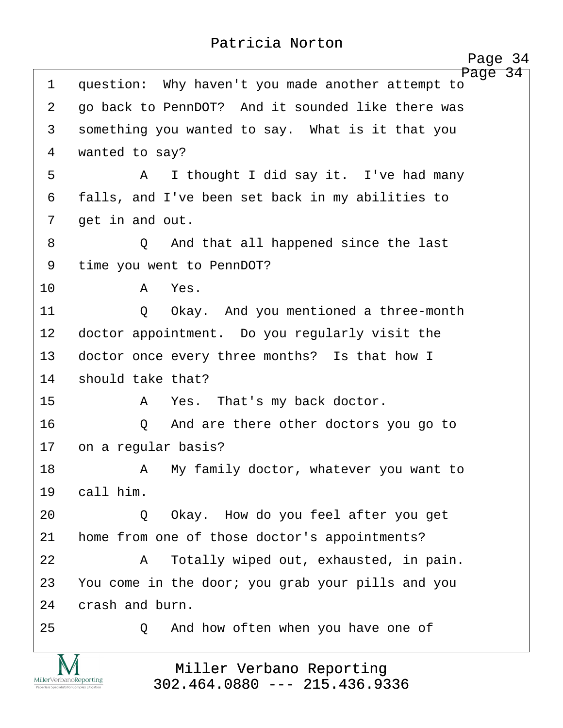1 question: Why haven't you made another attempt to
2 go back to PennDOT? And it sounded like there was
3 something you wanted to say. What is it that you
4 wanted to say?

5 A I thought I did say it. I've had many
6 falls, and I've been set back in my abilities to
7 get in and out.

8 Q And that all happened since the last
9 time you went to PennDOT?

10 A Yes.

11 Q Okay. And you mentioned a three-month
12 doctor appointment. Do you regularly visit the
13 doctor once every three months? Is that how I
14 should take that?

15 A Yes. That's my back doctor.

16 Q And are there other doctors you go to
17 on a regular basis?

18 A My family doctor, whatever you want to
19 call him.

20 Q Okay. How do you feel after you get
21 home from one of those doctor's appointments?

22 A Totally wiped out, exhausted, in pain.
23 You come in the door; you grab your pills and you
24 crash and burn.

25 Q And how often when you have one of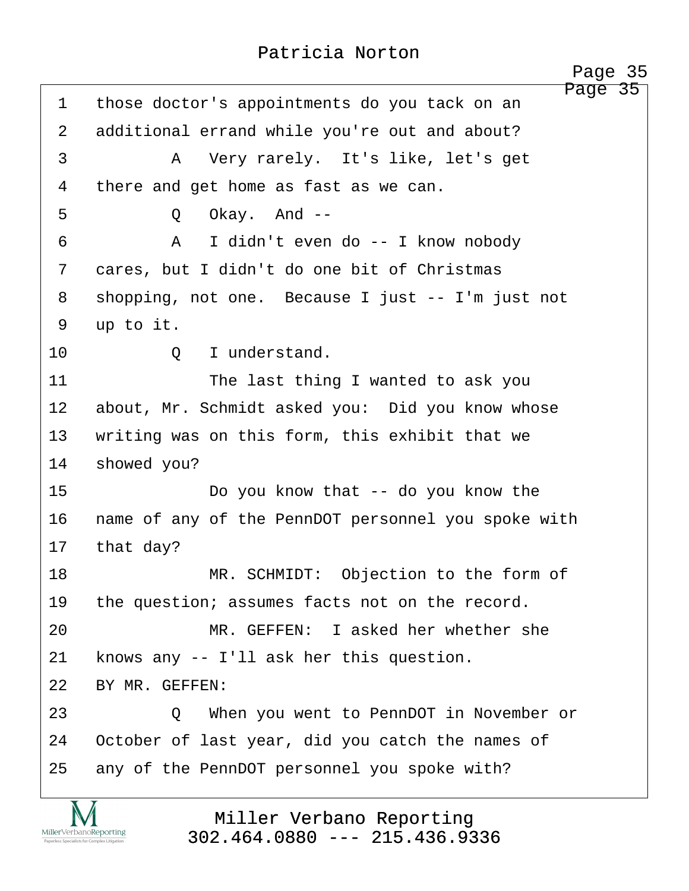1 those doctor's appointments do you tack on an
2 additional errand while you're out and about?
3 A Very rarely. It's like, let's get
4 there and get home as fast as we can.
5 Q Okay. And --
6 A I didn't even do -- I know nobody
7 cares, but I didn't do one bit of Christmas
8 shopping, not one. Because I just -- I'm just not
9 up to it.
10 Q I understand.
11 The last thing I wanted to ask you
12 about, Mr. Schmidt asked you: Did you know whose
13 writing was on this form, this exhibit that we
14 showed you?
15 Do you know that -- do you know the
16 name of any of the PennDOT personnel you spoke with
17 that day?
18 MR. SCHMIDT: Objection to the form of
19 the question; assumes facts not on the record.
20 MR. GEFFEN: I asked her whether she
21 knows any -- I'll ask her this question.
22 BY MR. GEFFEN:
23 Q When you went to PennDOT in November or
24 October of last year, did you catch the names of
25 any of the PennDOT personnel you spoke with?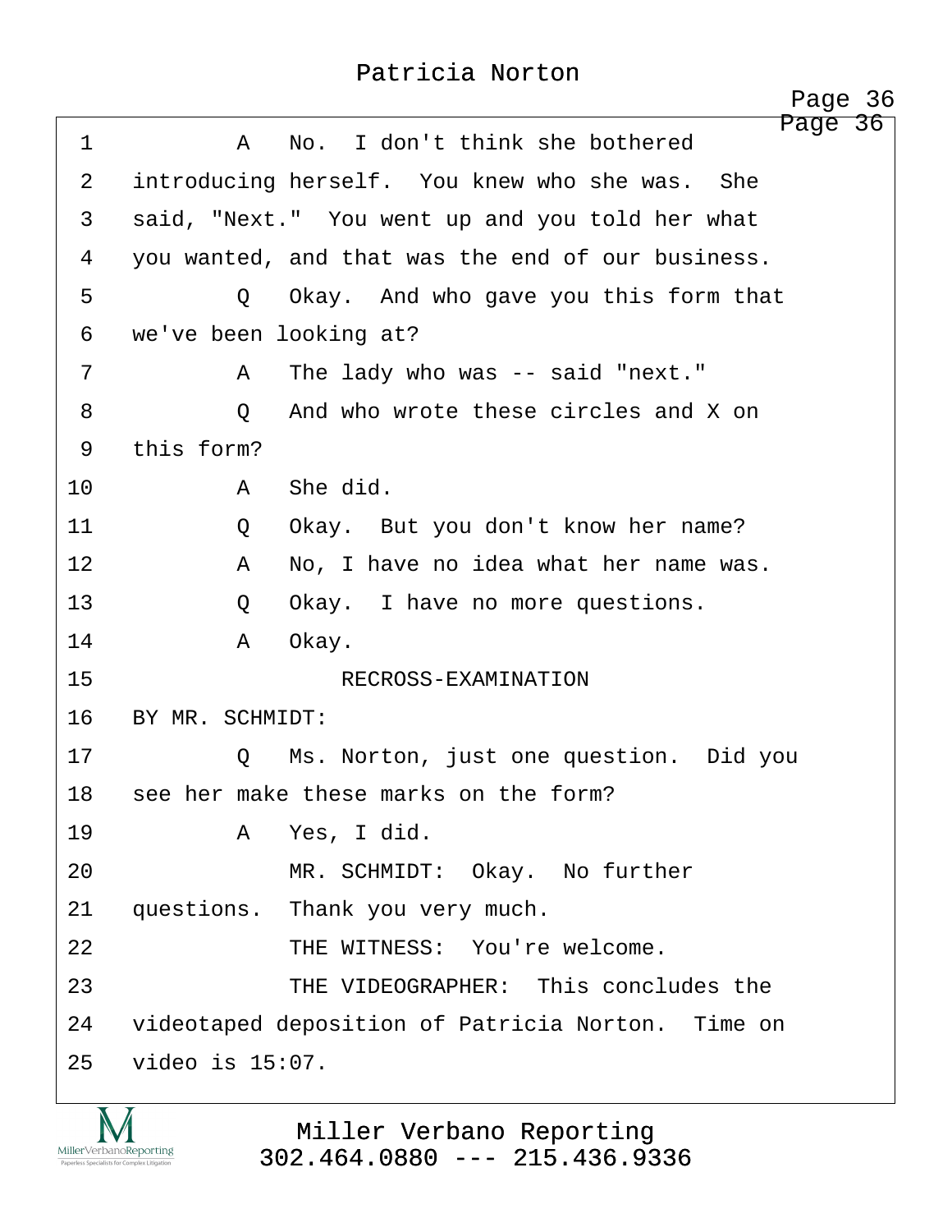1 A No. I don't think she bothered

2 introducing herself. You knew who she was. She

3 said, "Next." You went up and you told her what

4 you wanted, and that was the end of our business.

5 Q Okay. And who gave you this form that

6 we've been looking at?

7 A The lady who was -- said "next."

8 Q And who wrote these circles and X on

9 this form?

10 A She did.

11 Q Okay. But you don't know her name?

12 A No, I have no idea what her name was.

13 Q Okay. I have no more questions.

14 A Okay.

15 RECROSS-EXAMINATION

16 BY MR. SCHMIDT:

17 Q Ms. Norton, just one question. Did you

18 see her make these marks on the form?

19 A Yes, I did.

20 MR. SCHMIDT: Okay. No further

21 questions. Thank you very much.

22 THE WITNESS: You're welcome.

23 THE VIDEOGRAPHER: This concludes the

24 videotaped deposition of Patricia Norton. Time on

25 video is 15:07.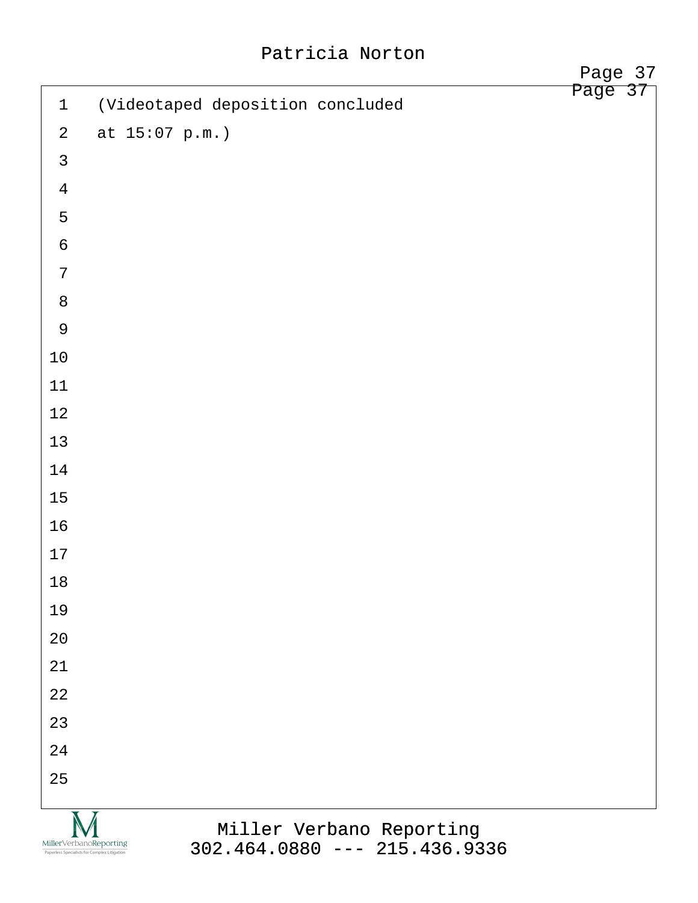1 (Videotaped deposition concluded

2 at 15:07 p.m.)

3

4

5

6

7

8

9

10

11

12

13

14

15

16

17

18

19

20

21

22

23

24

25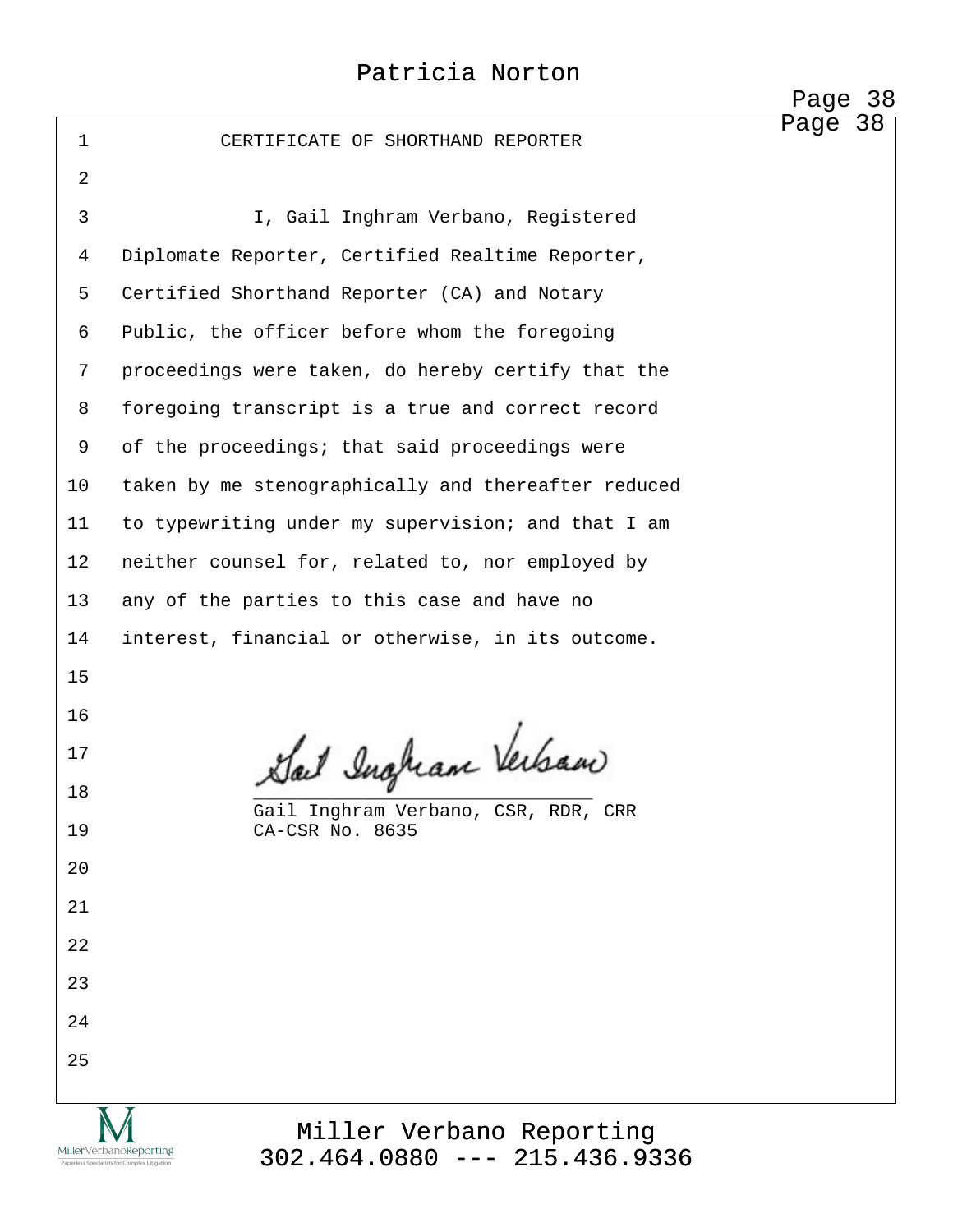# CERTIFICATE OF SHORTHAND REPORTER

I, Gail Inghram Verbano, Registered Diplomate Reporter, Certified Realtime Reporter, Certified Shorthand Reporter (CA) and Notary Public, the officer before whom the foregoing proceedings were taken, do hereby certify that the foregoing transcript is a true and correct record of the proceedings; that said proceedings were taken by me stenographically and thereafter reduced to typewriting under my supervision; and that I am neither counsel for, related to, nor employed by any of the parties to this case and have no interest, financial or otherwise, in its outcome.

Gail Inghram Verbano

\_\_\_\_\_\_\_\_\_\_\_\_\_\_\_\_\_\_\_\_\_\_\_\_\_\_\_\_\_\_\_\_

Gail Inghram Verbano, CSR, RDR, CRR
CA-CSR No. 8635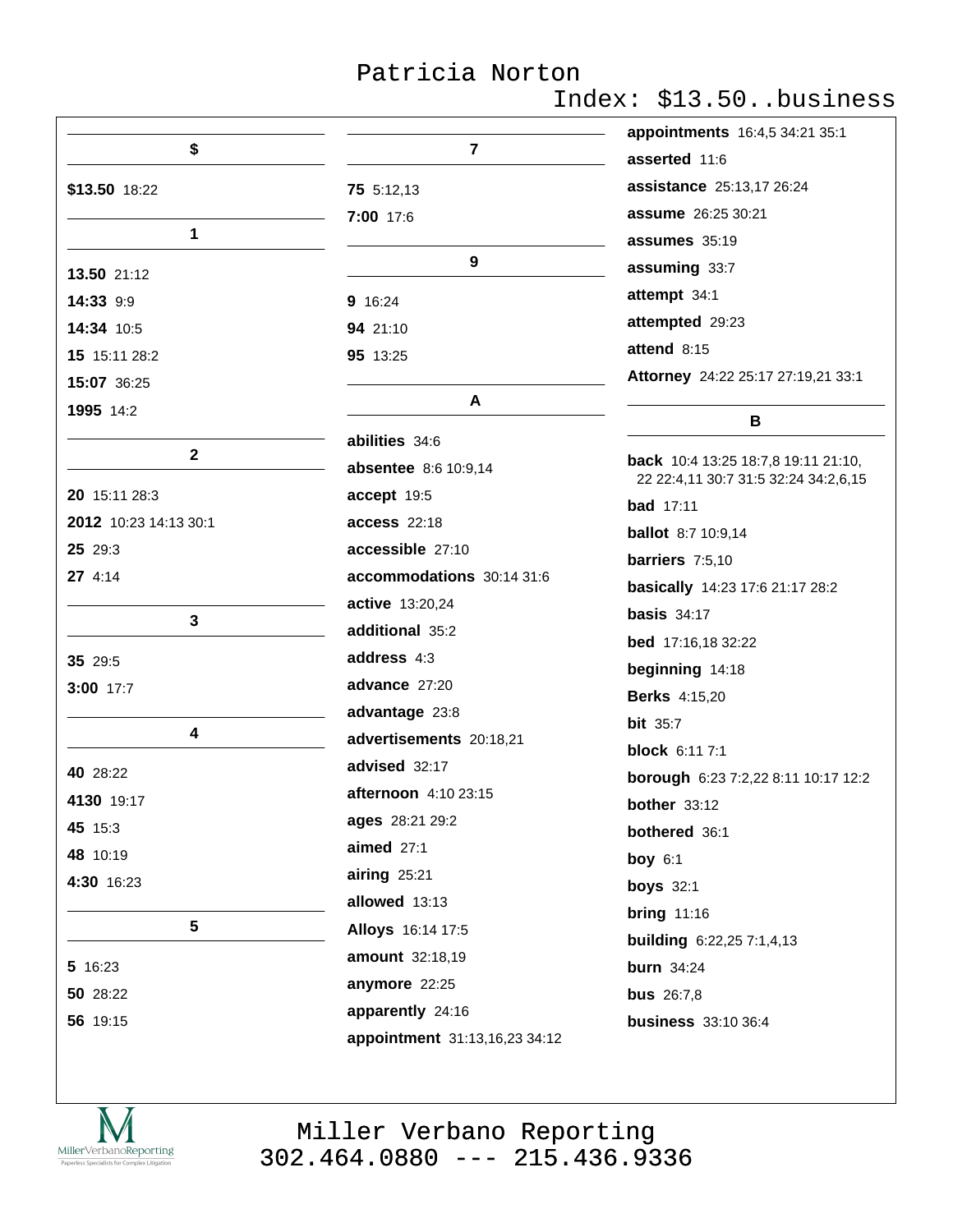## $

**$13.50** 18:22

## 1

**13.50** 21:12

**14:33** 9:9

**14:34** 10:5

**15** 15:11 28:2

**15:07** 36:25

**1995** 14:2

## 2

**20** 15:11 28:3

**2012** 10:23 14:13 30:1

**25** 29:3

**27** 4:14

## 3

**35** 29:5

**3:00** 17:7

## 4

**40** 28:22

**4130** 19:17

**45** 15:3

**48** 10:19

**4:30** 16:23

## 5

**5** 16:23

**50** 28:22

**56** 19:15

## 7

**75** 5:12,13

**7:00** 17:6

## 9

**9** 16:24

**94** 21:10

**95** 13:25

## A

**abilities** 34:6

**absentee** 8:6 10:9,14

**accept** 19:5

**access** 22:18

**accessible** 27:10

**accommodations** 30:14 31:6

**active** 13:20,24

**additional** 35:2

**address** 4:3

**advance** 27:20

**advantage** 23:8

**advertisements** 20:18,21

**advised** 32:17

**afternoon** 4:10 23:15

**ages** 28:21 29:2

**aimed** 27:1

**airing** 25:21

**allowed** 13:13

**Alloys** 16:14 17:5

**amount** 32:18,19

**anymore** 22:25

**apparently** 24:16

**appointment** 31:13,16,23 34:12

**appointments** 16:4,5 34:21 35:1

**asserted** 11:6

**assistance** 25:13,17 26:24

**assume** 26:25 30:21

**assumes** 35:19

**assuming** 33:7

**attempt** 34:1

**attempted** 29:23

**attend** 8:15

**Attorney** 24:22 25:17 27:19,21 33:1

## B

**back** 10:4 13:25 18:7,8 19:11 21:10, 22 22:4,11 30:7 31:5 32:24 34:2,6,15

**bad** 17:11

**ballot** 8:7 10:9,14

**barriers** 7:5,10

**basically** 14:23 17:6 21:17 28:2

**basis** 34:17

**bed** 17:16,18 32:22

**beginning** 14:18

**Berks** 4:15,20

**bit** 35:7

**block** 6:11 7:1

**borough** 6:23 7:2,22 8:11 10:17 12:2

**bother** 33:12

**bothered** 36:1

**boy** 6:1

**boys** 32:1

**bring** 11:16

**building** 6:22,25 7:1,4,13

**burn** 34:24

**bus** 26:7,8

**business** 33:10 36:4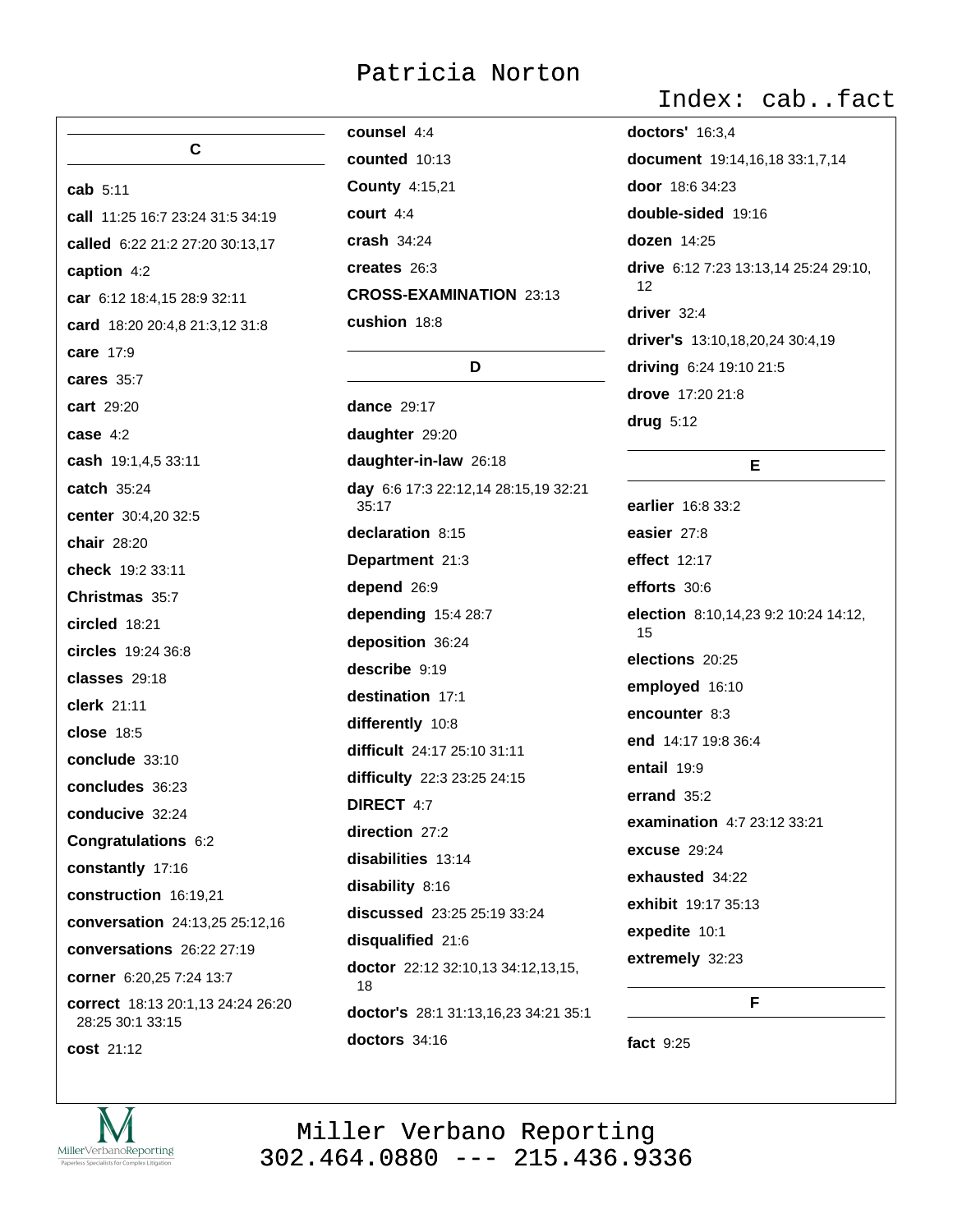## C

**cab** 5:11

**call** 11:25 16:7 23:24 31:5 34:19

**called** 6:22 21:2 27:20 30:13,17

**caption** 4:2

**car** 6:12 18:4,15 28:9 32:11

**card** 18:20 20:4,8 21:3,12 31:8

**care** 17:9

**cares** 35:7

**cart** 29:20

**case** 4:2

**cash** 19:1,4,5 33:11

**catch** 35:24

**center** 30:4,20 32:5

**chair** 28:20

**check** 19:2 33:11

**Christmas** 35:7

**circled** 18:21

**circles** 19:24 36:8

**classes** 29:18

**clerk** 21:11

**close** 18:5

**conclude** 33:10

**concludes** 36:23

**conducive** 32:24

**Congratulations** 6:2

**constantly** 17:16

**construction** 16:19,21

**conversation** 24:13,25 25:12,16

**conversations** 26:22 27:19

**corner** 6:20,25 7:24 13:7

**correct** 18:13 20:1,13 24:24 26:20 28:25 30:1 33:15

**cost** 21:12

**counsel** 4:4

**counted** 10:13

**County** 4:15,21

**court** 4:4

**crash** 34:24

**creates** 26:3

**CROSS-EXAMINATION** 23:13

**cushion** 18:8

## D

**dance** 29:17

**daughter** 29:20

**daughter-in-law** 26:18

**day** 6:6 17:3 22:12,14 28:15,19 32:21 35:17

**declaration** 8:15

**Department** 21:3

**depend** 26:9

**depending** 15:4 28:7

**deposition** 36:24

**describe** 9:19

**destination** 17:1

**differently** 10:8

**difficult** 24:17 25:10 31:11

**difficulty** 22:3 23:25 24:15

**DIRECT** 4:7

**direction** 27:2

**disabilities** 13:14

**disability** 8:16

**discussed** 23:25 25:19 33:24

**disqualified** 21:6

**doctor** 22:12 32:10,13 34:12,13,15, 18

**doctor's** 28:1 31:13,16,23 34:21 35:1

**doctors** 34:16

**doctors'** 16:3,4

**document** 19:14,16,18 33:1,7,14

**door** 18:6 34:23

**double-sided** 19:16

**dozen** 14:25

**drive** 6:12 7:23 13:13,14 25:24 29:10, 12

**driver** 32:4

**driver's** 13:10,18,20,24 30:4,19

**driving** 6:24 19:10 21:5

**drove** 17:20 21:8

**drug** 5:12

## E

**earlier** 16:8 33:2

**easier** 27:8

**effect** 12:17

**efforts** 30:6

**election** 8:10,14,23 9:2 10:24 14:12, 15

**elections** 20:25

**employed** 16:10

**encounter** 8:3

**end** 14:17 19:8 36:4

**entail** 19:9

**errand** 35:2

**examination** 4:7 23:12 33:21

**excuse** 29:24

**exhausted** 34:22

**exhibit** 19:17 35:13

**expedite** 10:1

**extremely** 32:23

## F

**fact** 9:25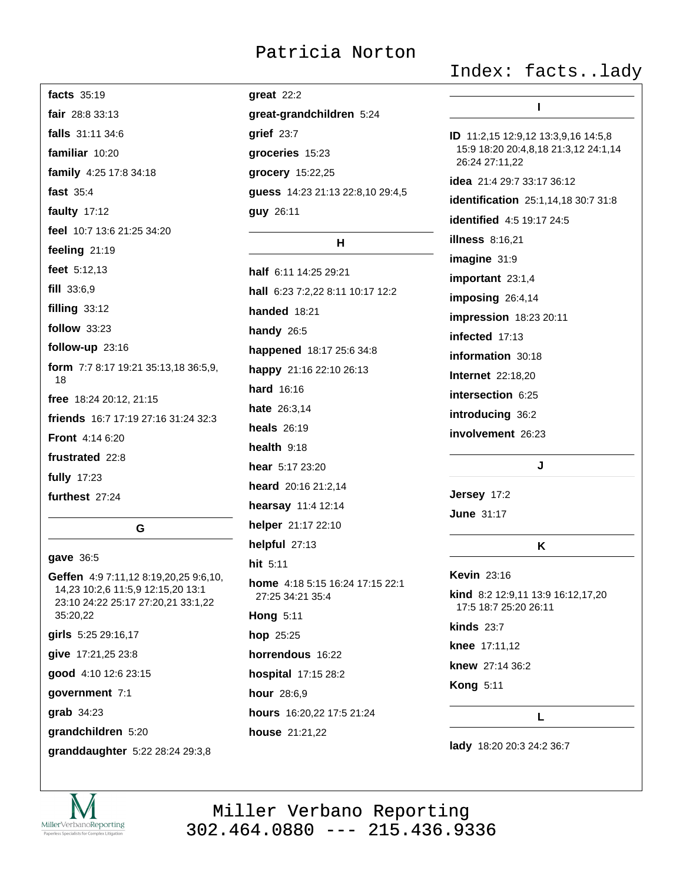**facts** 35:19

**fair** 28:8 33:13

**falls** 31:11 34:6

**familiar** 10:20

**family** 4:25 17:8 34:18

**fast** 35:4

**faulty** 17:12

**feel** 10:7 13:6 21:25 34:20

**feeling** 21:19

**feet** 5:12,13

**fill** 33:6,9

**filling** 33:12

**follow** 33:23

**follow-up** 23:16

**form** 7:7 8:17 19:21 35:13,18 36:5,9, 18

**free** 18:24 20:12, 21:15

**friends** 16:7 17:19 27:16 31:24 32:3

**Front** 4:14 6:20

**frustrated** 22:8

**fully** 17:23

**furthest** 27:24

## G

**gave** 36:5

**Geffen** 4:9 7:11,12 8:19,20,25 9:6,10, 14,23 10:2,6 11:5,9 12:15,20 13:1 23:10 24:22 25:17 27:20,21 33:1,22 35:20,22

**girls** 5:25 29:16,17

**give** 17:21,25 23:8

**good** 4:10 12:6 23:15

**government** 7:1

**grab** 34:23

**grandchildren** 5:20

**granddaughter** 5:22 28:24 29:3,8

**great** 22:2

**great-grandchildren** 5:24

**grief** 23:7

**groceries** 15:23

**grocery** 15:22,25

**guess** 14:23 21:13 22:8,10 29:4,5

**guy** 26:11

## H

**half** 6:11 14:25 29:21

**hall** 6:23 7:2,22 8:11 10:17 12:2

**handed** 18:21

**handy** 26:5

**happened** 18:17 25:6 34:8

**happy** 21:16 22:10 26:13

**hard** 16:16

**hate** 26:3,14

**heals** 26:19

**health** 9:18

**hear** 5:17 23:20

**heard** 20:16 21:2,14

**hearsay** 11:4 12:14

**helper** 21:17 22:10

**helpful** 27:13

**hit** 5:11

**home** 4:18 5:15 16:24 17:15 22:1 27:25 34:21 35:4

**Hong** 5:11

**hop** 25:25

**horrendous** 16:22

**hospital** 17:15 28:2

**hour** 28:6,9

**hours** 16:20,22 17:5 21:24

**house** 21:21,22

## I

**ID** 11:2,15 12:9,12 13:3,9,16 14:5,8 15:9 18:20 20:4,8,18 21:3,12 24:1,14 26:24 27:11,22

**idea** 21:4 29:7 33:17 36:12

**identification** 25:1,14,18 30:7 31:8

**identified** 4:5 19:17 24:5

**illness** 8:16,21

**imagine** 31:9

**important** 23:1,4

**imposing** 26:4,14

**impression** 18:23 20:11

**infected** 17:13

**information** 30:18

**Internet** 22:18,20

**intersection** 6:25

**introducing** 36:2

**involvement** 26:23

## J

**Jersey** 17:2

**June** 31:17

## K

**Kevin** 23:16

**kind** 8:2 12:9,11 13:9 16:12,17,20 17:5 18:7 25:20 26:11

**kinds** 23:7

**knee** 17:11,12

**knew** 27:14 36:2

**Kong** 5:11

## L

**lady** 18:20 20:3 24:2 36:7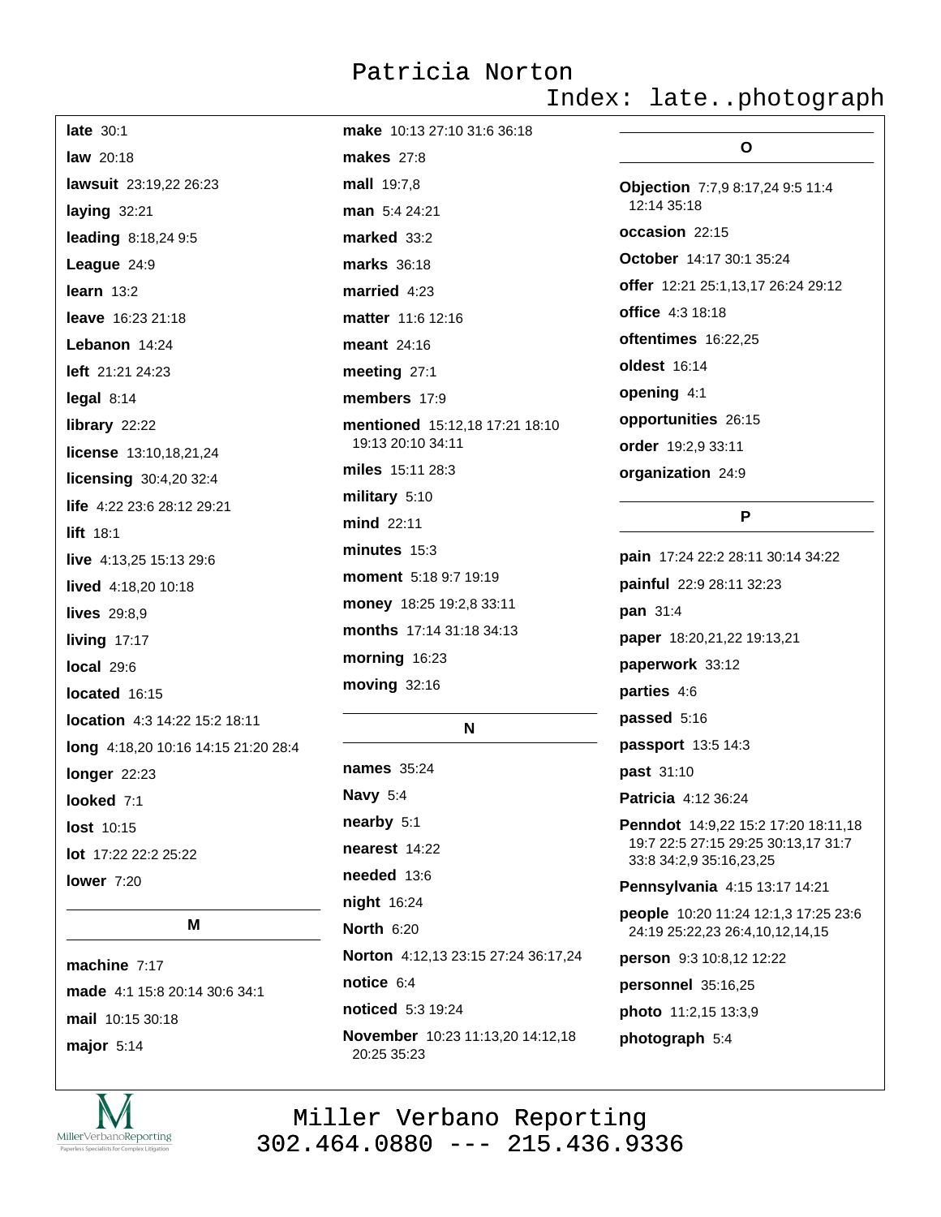**late** 30:1

**law** 20:18

**lawsuit** 23:19,22 26:23

**laying** 32:21

**leading** 8:18,24 9:5

**League** 24:9

**learn** 13:2

**leave** 16:23 21:18

**Lebanon** 14:24

**left** 21:21 24:23

**legal** 8:14

**library** 22:22

**license** 13:10,18,21,24

**licensing** 30:4,20 32:4

**life** 4:22 23:6 28:12 29:21

**lift** 18:1

**live** 4:13,25 15:13 29:6

**lived** 4:18,20 10:18

**lives** 29:8,9

**living** 17:17

**local** 29:6

**located** 16:15

**location** 4:3 14:22 15:2 18:11

**long** 4:18,20 10:16 14:15 21:20 28:4

**longer** 22:23

**looked** 7:1

**lost** 10:15

**lot** 17:22 22:2 25:22

**lower** 7:20

## M

**machine** 7:17

**made** 4:1 15:8 20:14 30:6 34:1

**mail** 10:15 30:18

**major** 5:14

**make** 10:13 27:10 31:6 36:18

**makes** 27:8

**mall** 19:7,8

**man** 5:4 24:21

**marked** 33:2

**marks** 36:18

**married** 4:23

**matter** 11:6 12:16

**meant** 24:16

**meeting** 27:1

**members** 17:9

**mentioned** 15:12,18 17:21 18:10 19:13 20:10 34:11

**miles** 15:11 28:3

**military** 5:10

**mind** 22:11

**minutes** 15:3

**moment** 5:18 9:7 19:19

**money** 18:25 19:2,8 33:11

**months** 17:14 31:18 34:13

**morning** 16:23

**moving** 32:16

## N

**names** 35:24

**Navy** 5:4

**nearby** 5:1

**nearest** 14:22

**needed** 13:6

**night** 16:24

**North** 6:20

**Norton** 4:12,13 23:15 27:24 36:17,24

**notice** 6:4

**noticed** 5:3 19:24

**November** 10:23 11:13,20 14:12,18 20:25 35:23

## O

**Objection** 7:7,9 8:17,24 9:5 11:4 12:14 35:18

**occasion** 22:15

**October** 14:17 30:1 35:24

**offer** 12:21 25:1,13,17 26:24 29:12

**office** 4:3 18:18

**oftentimes** 16:22,25

**oldest** 16:14

**opening** 4:1

**opportunities** 26:15

**order** 19:2,9 33:11

**organization** 24:9

## P

**pain** 17:24 22:2 28:11 30:14 34:22

**painful** 22:9 28:11 32:23

**pan** 31:4

**paper** 18:20,21,22 19:13,21

**paperwork** 33:12

**parties** 4:6

**passed** 5:16

**passport** 13:5 14:3

**past** 31:10

**Patricia** 4:12 36:24

**Penndot** 14:9,22 15:2 17:20 18:11,18 19:7 22:5 27:15 29:25 30:13,17 31:7 33:8 34:2,9 35:16,23,25

**Pennsylvania** 4:15 13:17 14:21

**people** 10:20 11:24 12:1,3 17:25 23:6 24:19 25:22,23 26:4,10,12,14,15

**person** 9:3 10:8,12 12:22

**personnel** 35:16,25

**photo** 11:2,15 13:3,9

**photograph** 5:4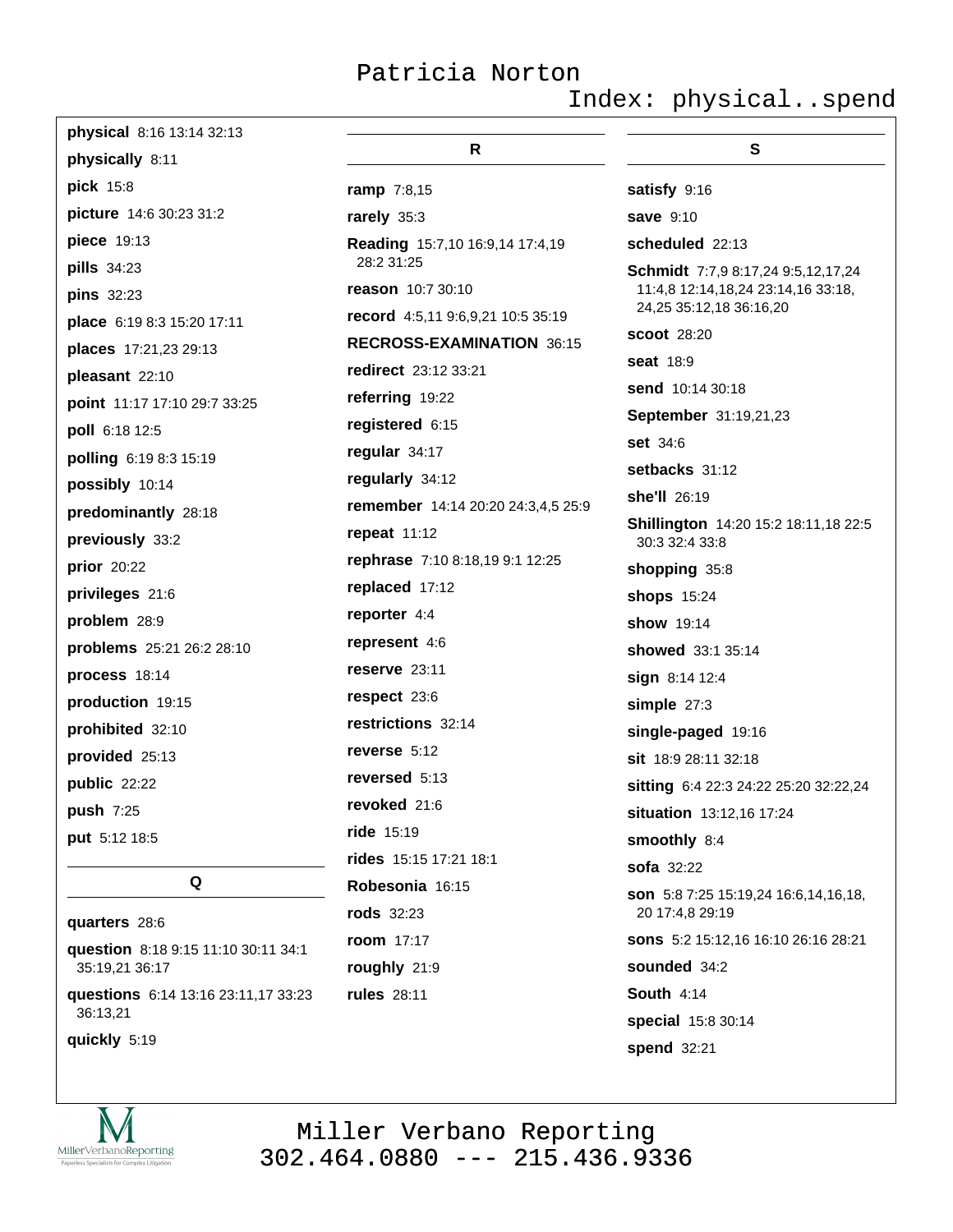**physical** 8:16 13:14 32:13

**physically** 8:11

**pick** 15:8

**picture** 14:6 30:23 31:2

**piece** 19:13

**pills** 34:23

**pins** 32:23

**place** 6:19 8:3 15:20 17:11

**places** 17:21,23 29:13

**pleasant** 22:10

**point** 11:17 17:10 29:7 33:25

**poll** 6:18 12:5

**polling** 6:19 8:3 15:19

**possibly** 10:14

**predominantly** 28:18

**previously** 33:2

**prior** 20:22

**privileges** 21:6

**problem** 28:9

**problems** 25:21 26:2 28:10

**process** 18:14

**production** 19:15

**prohibited** 32:10

**provided** 25:13

**public** 22:22

**push** 7:25

**put** 5:12 18:5

## Q

**quarters** 28:6

**question** 8:18 9:15 11:10 30:11 34:1 35:19,21 36:17

**questions** 6:14 13:16 23:11,17 33:23 36:13,21

**quickly** 5:19

## R

**ramp** 7:8,15

**rarely** 35:3

**Reading** 15:7,10 16:9,14 17:4,19 28:2 31:25

**reason** 10:7 30:10

**record** 4:5,11 9:6,9,21 10:5 35:19

**RECROSS-EXAMINATION** 36:15

**redirect** 23:12 33:21

**referring** 19:22

**registered** 6:15

**regular** 34:17

**regularly** 34:12

**remember** 14:14 20:20 24:3,4,5 25:9

**repeat** 11:12

**rephrase** 7:10 8:18,19 9:1 12:25

**replaced** 17:12

**reporter** 4:4

**represent** 4:6

**reserve** 23:11

**respect** 23:6

**restrictions** 32:14

**reverse** 5:12

**reversed** 5:13

**revoked** 21:6

**ride** 15:19

**rides** 15:15 17:21 18:1

**Robesonia** 16:15

**rods** 32:23

**room** 17:17

**roughly** 21:9

**rules** 28:11

## S

**satisfy** 9:16

**save** 9:10

**scheduled** 22:13

**Schmidt** 7:7,9 8:17,24 9:5,12,17,24 11:4,8 12:14,18,24 23:14,16 33:18, 24,25 35:12,18 36:16,20

**scoot** 28:20

**seat** 18:9

**send** 10:14 30:18

**September** 31:19,21,23

**set** 34:6

**setbacks** 31:12

**she'll** 26:19

**Shillington** 14:20 15:2 18:11,18 22:5 30:3 32:4 33:8

**shopping** 35:8

**shops** 15:24

**show** 19:14

**showed** 33:1 35:14

**sign** 8:14 12:4

**simple** 27:3

**single-paged** 19:16

**sit** 18:9 28:11 32:18

**sitting** 6:4 22:3 24:22 25:20 32:22,24

**situation** 13:12,16 17:24

**smoothly** 8:4

**sofa** 32:22

**son** 5:8 7:25 15:19,24 16:6,14,16,18, 20 17:4,8 29:19

**sons** 5:2 15:12,16 16:10 26:16 28:21

**sounded** 34:2

**South** 4:14

**special** 15:8 30:14

**spend** 32:21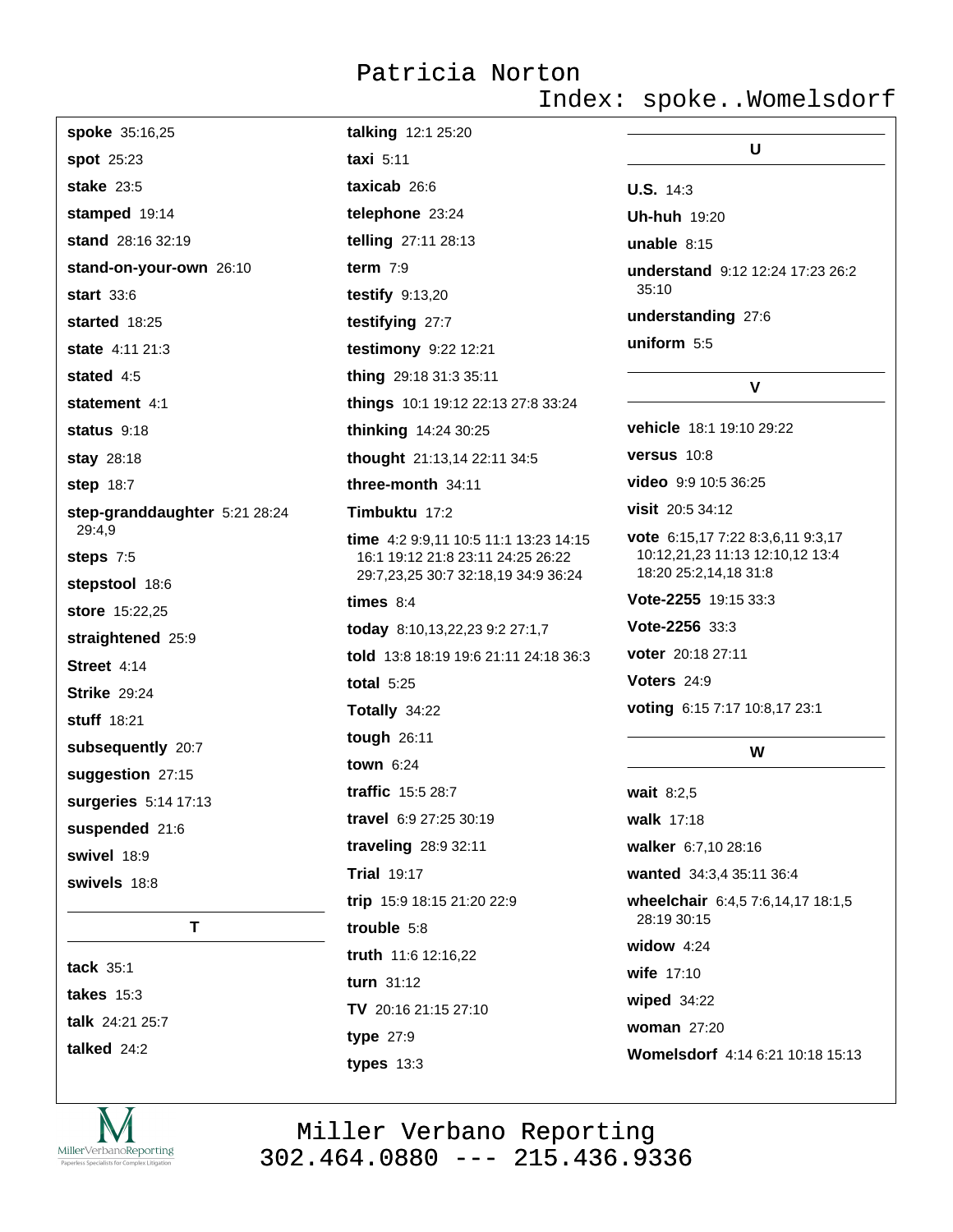**spoke** 35:16,25

**spot** 25:23

**stake** 23:5

**stamped** 19:14

**stand** 28:16 32:19

**stand-on-your-own** 26:10

**start** 33:6

**started** 18:25

**state** 4:11 21:3

**stated** 4:5

**statement** 4:1

**status** 9:18

**stay** 28:18

**step** 18:7

**step-granddaughter** 5:21 28:24 29:4,9

**steps** 7:5

**stepstool** 18:6

**store** 15:22,25

**straightened** 25:9

**Street** 4:14

**Strike** 29:24

**stuff** 18:21

**subsequently** 20:7

**suggestion** 27:15

**surgeries** 5:14 17:13

**suspended** 21:6

**swivel** 18:9

**swivels** 18:8

## T

**tack** 35:1

**takes** 15:3

**talk** 24:21 25:7

**talked** 24:2

**talking** 12:1 25:20

**taxi** 5:11

**taxicab** 26:6

**telephone** 23:24

**telling** 27:11 28:13

**term** 7:9

**testify** 9:13,20

**testifying** 27:7

**testimony** 9:22 12:21

**thing** 29:18 31:3 35:11

**things** 10:1 19:12 22:13 27:8 33:24

**thinking** 14:24 30:25

**thought** 21:13,14 22:11 34:5

**three-month** 34:11

**Timbuktu** 17:2

**time** 4:2 9:9,11 10:5 11:1 13:23 14:15 16:1 19:12 21:8 23:11 24:25 26:22 29:7,23,25 30:7 32:18,19 34:9 36:24

**times** 8:4

**today** 8:10,13,22,23 9:2 27:1,7

**told** 13:8 18:19 19:6 21:11 24:18 36:3

**total** 5:25

**Totally** 34:22

**tough** 26:11

**town** 6:24

**traffic** 15:5 28:7

**travel** 6:9 27:25 30:19

**traveling** 28:9 32:11

**Trial** 19:17

**trip** 15:9 18:15 21:20 22:9

**trouble** 5:8

**truth** 11:6 12:16,22

**turn** 31:12

**TV** 20:16 21:15 27:10

**type** 27:9

**types** 13:3

## U

**U.S.** 14:3

**Uh-huh** 19:20

**unable** 8:15

**understand** 9:12 12:24 17:23 26:2 35:10

**understanding** 27:6

**uniform** 5:5

## V

**vehicle** 18:1 19:10 29:22

**versus** 10:8

**video** 9:9 10:5 36:25

**visit** 20:5 34:12

**vote** 6:15,17 7:22 8:3,6,11 9:3,17 10:12,21,23 11:13 12:10,12 13:4 18:20 25:2,14,18 31:8

**Vote-2255** 19:15 33:3

**Vote-2256** 33:3

**voter** 20:18 27:11

**Voters** 24:9

**voting** 6:15 7:17 10:8,17 23:1

## W

**wait** 8:2,5

**walk** 17:18

**walker** 6:7,10 28:16

**wanted** 34:3,4 35:11 36:4

**wheelchair** 6:4,5 7:6,14,17 18:1,5 28:19 30:15

**widow** 4:24

**wife** 17:10

**wiped** 34:22

**woman** 27:20

**Womelsdorf** 4:14 6:21 10:18 15:13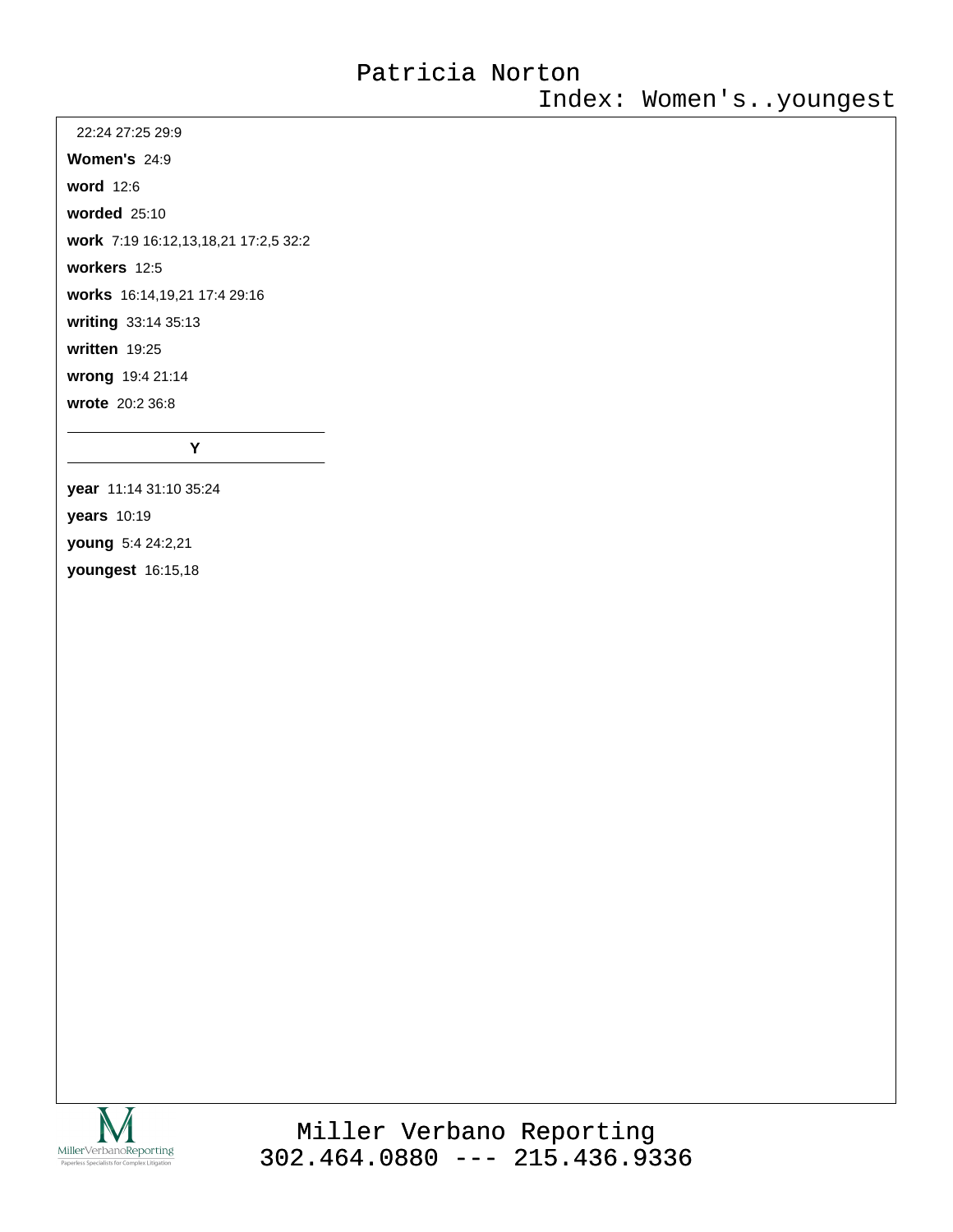22:24 27:25 29:9

**Women's** 24:9

**word** 12:6

**worded** 25:10

**work** 7:19 16:12,13,18,21 17:2,5 32:2

**workers** 12:5

**works** 16:14,19,21 17:4 29:16

**writing** 33:14 35:13

**written** 19:25

**wrong** 19:4 21:14

**wrote** 20:2 36:8

**Y**

**year** 11:14 31:10 35:24

**years** 10:19

**young** 5:4 24:2,21

**youngest** 16:15,18